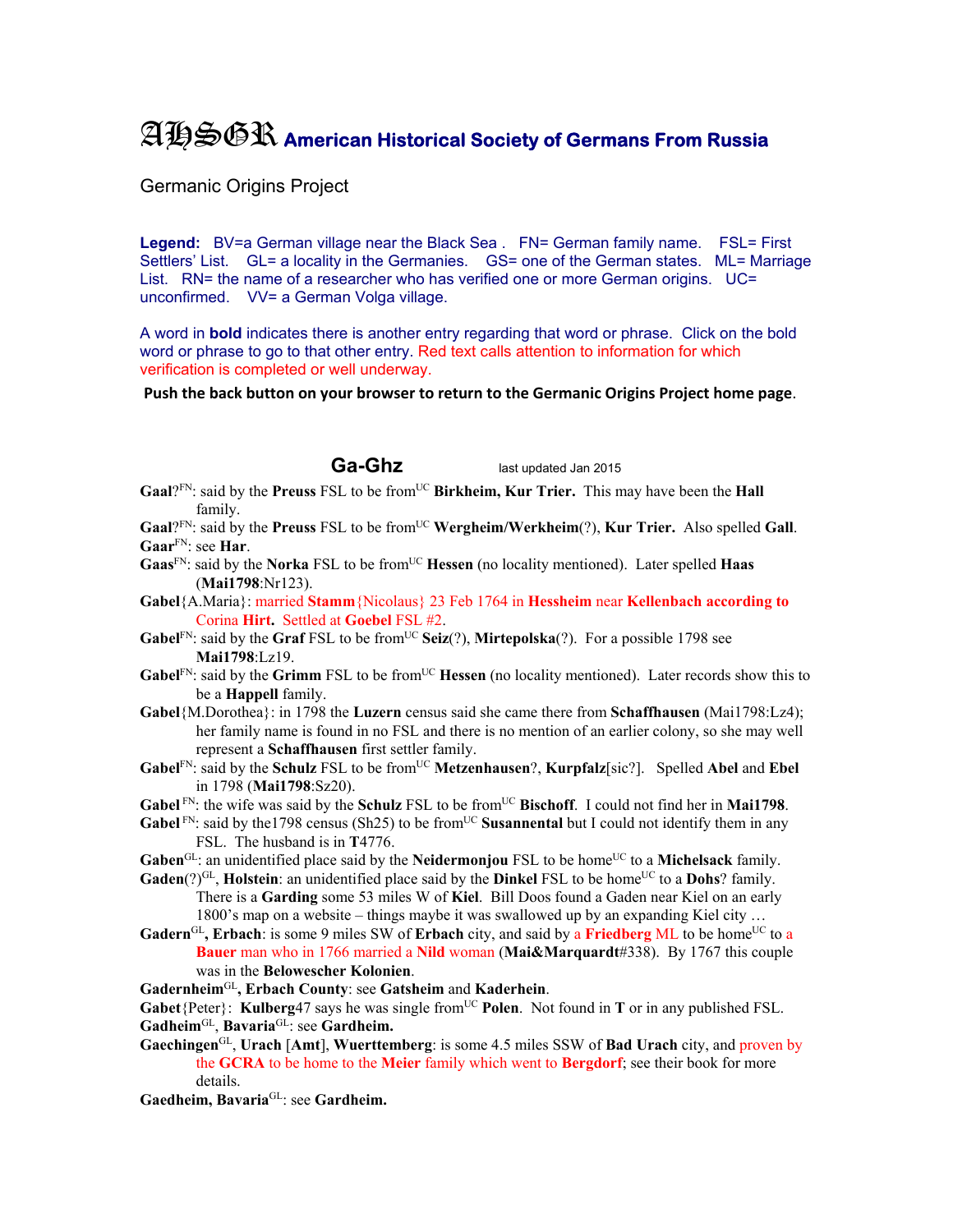# AHSGR American Historical Society of Germans From Russia

Germanic Origins Project

**Legend:** BV=a German village near the Black Sea . FN= German family name. FSL= First Settlers' List. GL= a locality in the Germanies. GS= one of the German states. ML= Marriage List. RN= the name of a researcher who has verified one or more German origins. UC= unconfirmed. VV= a German Volga village.

A word in **bold** indicates there is another entry regarding that word or phrase. Click on the bold word or phrase to go to that other entry. Red text calls attention to information for which verification is completed or well underway.

**Push the back button on your browser to return to the Germanic Origins Project home page.**

## Ga-Ghz

last updated Jan 2015

**Gaal**?[FN]: said by the **Preuss** FSL to be from[UC] **Birkheim, Kur Trier.** This may have been the **Hall** family.

**Gaal**?[FN]: said by the **Preuss** FSL to be from[UC] **Wergheim/Werkheim**(?), **Kur Trier.** Also spelled **Gall**.

**Gaar**[FN]: see **Har**.

**Gaas**[FN]: said by the **Norka** FSL to be from[UC] **Hessen** (no locality mentioned). Later spelled **Haas** (**Mai1798**:Nr123).

**Gabel**{A.Maria}: married **Stamm**{Nicolaus} 23 Feb 1764 in **Hessheim** near **Kellenbach according to** Corina **Hirt. Settled at Goebel** FSL #2.

**Gabel**[FN]: said by the **Graf** FSL to be from[UC] **Seiz**(?), **Mirtepolska**(?). For a possible 1798 see **Mai1798**:Lz19.

**Gabel**[FN]: said by the **Grimm** FSL to be from[UC] **Hessen** (no locality mentioned). Later records show this to be a **Happell** family.

**Gabel**{M.Dorothea}: in 1798 the **Luzern** census said she came there from **Schaffhausen** (Mai1798:Lz4); her family name is found in no FSL and there is no mention of an earlier colony, so she may well represent a **Schaffhausen** first settler family.

**Gabel**[FN]: said by the **Schulz** FSL to be from[UC] **Metzenhausen**?, **Kurpfalz**[sic?]. Spelled **Abel** and **Ebel** in 1798 (**Mai1798**:Sz20).

**Gabel** [FN]: the wife was said by the **Schulz** FSL to be from[UC] **Bischoff**. I could not find her in **Mai1798**.

**Gabel** [FN]: said by the1798 census (Sh25) to be from[UC] **Susannental** but I could not identify them in any FSL. The husband is in **T**4776.

**Gaben**[GL]: an unidentified place said by the **Neidermonjou** FSL to be home[UC] to a **Michelsack** family.

**Gaden**(?)[GL], **Holstein**: an unidentified place said by the **Dinkel** FSL to be home[UC] to a **Dohs**? family. There is a **Garding** some 53 miles W of **Kiel**. Bill Doos found a Gaden near Kiel on an early 1800's map on a website – things maybe it was swallowed up by an expanding Kiel city …

**Gadern**[GL]**, Erbach**: is some 9 miles SW of **Erbach** city, and said by a **Friedberg** ML to be home[UC] to a **Bauer** man who in 1766 married a **Nild** woman (**Mai&Marquardt**#338). By 1767 this couple was in the **Belowescher Kolonien**.

**Gadernheim**[GL]**, Erbach County**: see **Gatsheim** and **Kaderhein**.

**Gabet**{Peter}: **Kulberg**47 says he was single from[UC] **Polen**. Not found in **T** or in any published FSL.

**Gadheim**[GL], **Bavaria**[GL]: see **Gardheim.**

**Gaechingen**[GL], **Urach** [**Amt**], **Wuerttemberg**: is some 4.5 miles SSW of **Bad Urach** city, and proven by the **GCRA** to be home to the **Meier** family which went to **Bergdorf**; see their book for more details.

**Gaedheim, Bavaria**[GL]: see **Gardheim.**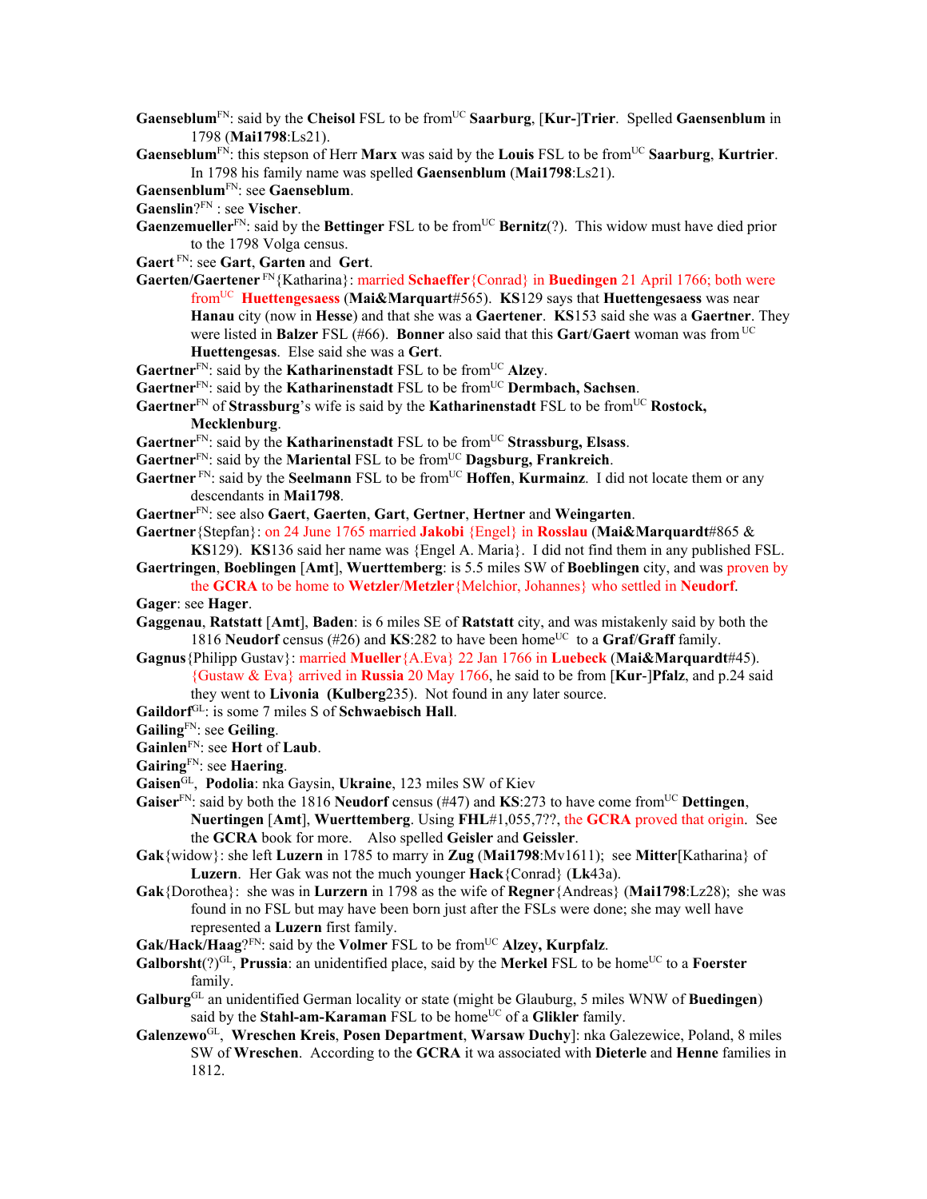**Gaenseblum**[FN]: said by the **Cheisol** FSL to be from[UC] **Saarburg**, [**Kur-**]**Trier**. Spelled **Gaensenblum** in 1798 (**Mai1798**:Ls21).

**Gaenseblum**[FN]: this stepson of Herr **Marx** was said by the **Louis** FSL to be from[UC] **Saarburg**, **Kurtrier**. In 1798 his family name was spelled **Gaensenblum** (**Mai1798**:Ls21).

**Gaensenblum**[FN]: see **Gaenseblum**.

**Gaenslin**?[FN] : see **Vischer**.

**Gaenzemueller**[FN]: said by the **Bettinger** FSL to be from[UC] **Bernitz**(?). This widow must have died prior to the 1798 Volga census.

**Gaert** [FN]: see **Gart**, **Garten** and **Gert**.

**Gaerten/Gaertener** [FN]{Katharina}: married **Schaeffer**{Conrad} in **Buedingen** 21 April 1766; both were from[UC] **Huettengesaess** (**Mai&Marquart**#565). **KS**129 says that **Huettengesaess** was near **Hanau** city (now in **Hesse**) and that she was a **Gaertener**. **KS**153 said she was a **Gaertner**. They were listed in **Balzer** FSL (#66). **Bonner** also said that this **Gart**/**Gaert** woman was from [UC] **Huettengesas**. Else said she was a **Gert**.

**Gaertner**[FN]: said by the **Katharinenstadt** FSL to be from[UC] **Alzey**.

**Gaertner**[FN]: said by the **Katharinenstadt** FSL to be from[UC] **Dermbach, Sachsen**.

**Gaertner**[FN] of **Strassburg**'s wife is said by the **Katharinenstadt** FSL to be from[UC] **Rostock, Mecklenburg**.

**Gaertner**[FN]: said by the **Katharinenstadt** FSL to be from[UC] **Strassburg, Elsass**.

**Gaertner**[FN]: said by the **Mariental** FSL to be from[UC] **Dagsburg, Frankreich**.

**Gaertner** [FN]: said by the **Seelmann** FSL to be from[UC] **Hoffen**, **Kurmainz**. I did not locate them or any descendants in **Mai1798**.

**Gaertner**[FN]: see also **Gaert**, **Gaerten**, **Gart**, **Gertner**, **Hertner** and **Weingarten**.

**Gaertner**{Stepfan}: on 24 June 1765 married **Jakobi** {Engel} in **Rosslau** (**Mai&Marquardt**#865 & **KS**129). **KS**136 said her name was {Engel A. Maria}. I did not find them in any published FSL.

**Gaertringen**, **Boeblingen** [**Amt**], **Wuerttemberg**: is 5.5 miles SW of **Boeblingen** city, and was proven by the **GCRA** to be home to **Wetzler**/**Metzler**{Melchior, Johannes} who settled in **Neudorf**.

**Gager**: see **Hager**.

**Gaggenau**, **Ratstatt** [**Amt**], **Baden**: is 6 miles SE of **Ratstatt** city, and was mistakenly said by both the 1816 **Neudorf** census (#26) and **KS**:282 to have been home[UC] to a **Graf**/**Graff** family.

**Gagnus**{Philipp Gustav}: married **Mueller**{A.Eva} 22 Jan 1766 in **Luebeck** (**Mai&Marquardt**#45). {Gustaw & Eva} arrived in **Russia** 20 May 1766, he said to be from [**Kur**-]**Pfalz**, and p.24 said they went to **Livonia** (**Kulberg**235). Not found in any later source.

**Gaildorf**[GL]: is some 7 miles S of **Schwaebisch Hall**.

**Gailing**[FN]: see **Geiling**.

**Gainlen**[FN]: see **Hort** of **Laub**.

**Gairing**[FN]: see **Haering**.

**Gaisen**[GL], **Podolia**: nka Gaysin, **Ukraine**, 123 miles SW of Kiev

**Gaiser**[FN]: said by both the 1816 **Neudorf** census (#47) and **KS**:273 to have come from[UC] **Dettingen**, **Nuertingen** [**Amt**], **Wuerttemberg**. Using **FHL**#1,055,7??, the **GCRA** proved that origin. See the **GCRA** book for more. Also spelled **Geisler** and **Geissler**.

**Gak**{widow}: she left **Luzern** in 1785 to marry in **Zug** (**Mai1798**:Mv1611); see **Mitter**[Katharina} of **Luzern**. Her Gak was not the much younger **Hack**{Conrad} (**Lk**43a).

**Gak**{Dorothea}: she was in **Lurzern** in 1798 as the wife of **Regner**{Andreas} (**Mai1798**:Lz28); she was found in no FSL but may have been born just after the FSLs were done; she may well have represented a **Luzern** first family.

**Gak/Hack/Haag**?[FN]: said by the **Volmer** FSL to be from[UC] **Alzey, Kurpfalz**.

**Galborsht**(?)[GL], **Prussia**: an unidentified place, said by the **Merkel** FSL to be home[UC] to a **Foerster** family.

**Galburg**[GL] an unidentified German locality or state (might be Glauburg, 5 miles WNW of **Buedingen**) said by the **Stahl-am-Karaman** FSL to be home[UC] of a **Glikler** family.

**Galenzewo**[GL], **Wreschen Kreis**, **Posen Department**, **Warsaw Duchy**]: nka Galezewice, Poland, 8 miles SW of **Wreschen**. According to the **GCRA** it wa associated with **Dieterle** and **Henne** families in 1812.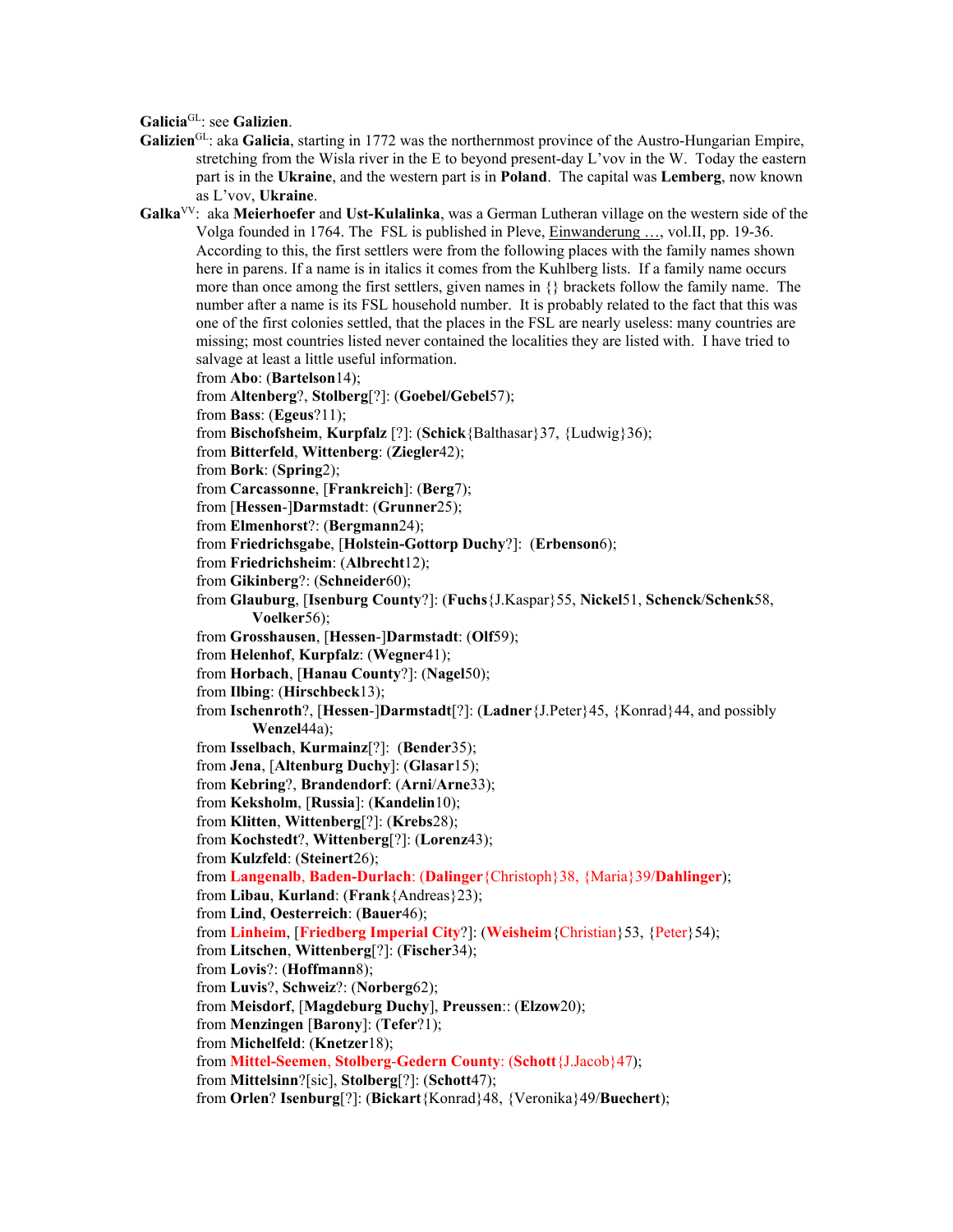**Galicia**GL: see **Galizien**.

**Galizien**GL: aka **Galicia**, starting in 1772 was the northernmost province of the Austro-Hungarian Empire, stretching from the Wisla river in the E to beyond present-day L'vov in the W. Today the eastern part is in the **Ukraine**, and the western part is in **Poland**. The capital was **Lemberg**, now known as L'vov, **Ukraine**.

**Galka**VV: aka **Meierhoefer** and **Ust-Kulalinka**, was a German Lutheran village on the western side of the Volga founded in 1764. The FSL is published in Pleve, Einwanderung …, vol.II, pp. 19-36. According to this, the first settlers were from the following places with the family names shown here in parens. If a name is in italics it comes from the Kuhlberg lists. If a family name occurs more than once among the first settlers, given names in {} brackets follow the family name. The number after a name is its FSL household number. It is probably related to the fact that this was one of the first colonies settled, that the places in the FSL are nearly useless: many countries are missing; most countries listed never contained the localities they are listed with. I have tried to salvage at least a little useful information.

from **Abo**: (**Bartelson**14);
from **Altenberg**?, **Stolberg**[?]: (**Goebel/Gebel**57);
from **Bass**: (**Egeus**?11);
from **Bischofsheim**, **Kurpfalz** [?]: (**Schick**{Balthasar}37, {Ludwig}36);
from **Bitterfeld**, **Wittenberg**: (**Ziegler**42);
from **Bork**: (**Spring**2);
from **Carcassonne**, [**Frankreich**]: (**Berg**7);
from [**Hessen**-]**Darmstadt**: (**Grunner**25);
from **Elmenhorst**?: (**Bergmann**24);
from **Friedrichsgabe**, [**Holstein-Gottorp Duchy**?]: (**Erbenson**6);
from **Friedrichsheim**: (**Albrecht**12);
from **Gikinberg**?: (**Schneider**60);
from **Glauburg**, [**Isenburg County**?]: (**Fuchs**{J.Kaspar}55, **Nickel**51, **Schenck**/**Schenk**58, **Voelker**56);
from **Grosshausen**, [**Hessen**-]**Darmstadt**: (**Olf**59);
from **Helenhof**, **Kurpfalz**: (**Wegner**41);
from **Horbach**, [**Hanau County**?]: (**Nagel**50);
from **Ilbing**: (**Hirschbeck**13);
from **Ischenroth**?, [**Hessen**-]**Darmstadt**[?]: (**Ladner**{J.Peter}45, {Konrad}44, and possibly **Wenzel**44a);
from **Isselbach**, **Kurmainz**[?]: (**Bender**35);
from **Jena**, [**Altenburg Duchy**]: (**Glasar**15);
from **Kebring**?, **Brandendorf**: (**Arni**/**Arne**33);
from **Keksholm**, [**Russia**]: (**Kandelin**10);
from **Klitten**, **Wittenberg**[?]: (**Krebs**28);
from **Kochstedt**?, **Wittenberg**[?]: (**Lorenz**43);
from **Kulzfeld**: (**Steinert**26);
from **Langenalb**, **Baden-Durlach**: (**Dalinger**{Christoph}38, {Maria}39/**Dahlinger**);
from **Libau**, **Kurland**: (**Frank**{Andreas}23);
from **Lind**, **Oesterreich**: (**Bauer**46);
from **Linheim**, [**Friedberg Imperial City**?]: (**Weisheim**{Christian}53, {Peter}54);
from **Litschen**, **Wittenberg**[?]: (**Fischer**34);
from **Lovis**?: (**Hoffmann**8);
from **Luvis**?, **Schweiz**?: (**Norberg**62);
from **Meisdorf**, [**Magdeburg Duchy**], **Preussen**:: (**Elzow**20);
from **Menzingen** [**Barony**]: (**Tefer**?1);
from **Michelfeld**: (**Knetzer**18);
from **Mittel-Seemen**, **Stolberg-Gedern County**: (**Schott**{J.Jacob}47);
from **Mittelsinn**?[sic], **Stolberg**[?]: (**Schott**47);
from **Orlen**? **Isenburg**[?]: (**Bickart**{Konrad}48, {Veronika}49/**Buechert**);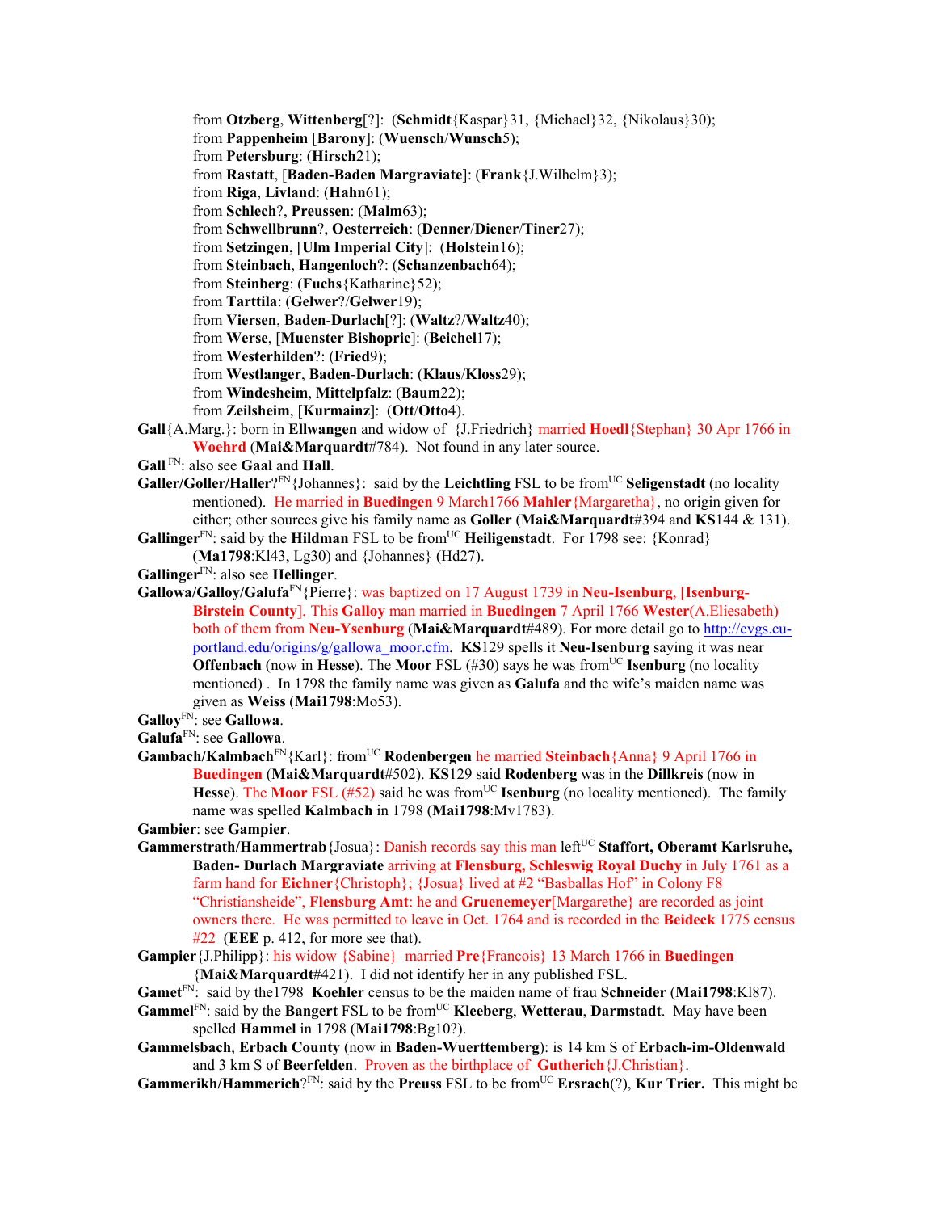from **Otzberg**, **Wittenberg**[?]: (**Schmidt**{Kaspar}31, {Michael}32, {Nikolaus}30);
from **Pappenheim** [**Barony**]: (**Wuensch**/**Wunsch**5);
from **Petersburg**: (**Hirsch**21);
from **Rastatt**, [**Baden-Baden Margraviate**]: (**Frank**{J.Wilhelm}3);
from **Riga**, **Livland**: (**Hahn**61);
from **Schlech**?, **Preussen**: (**Malm**63);
from **Schwellbrunn**?, **Oesterreich**: (**Denner**/**Diener**/**Tiner**27);
from **Setzingen**, [**Ulm Imperial City**]: (**Holstein**16);
from **Steinbach**, **Hangenloch**?: (**Schanzenbach**64);
from **Steinberg**: (**Fuchs**{Katharine}52);
from **Tarttila**: (**Gelwer**?/**Gelwer**19);
from **Viersen**, **Baden-Durlach**[?]: (**Waltz**?/**Waltz**40);
from **Werse**, [**Muenster Bishopric**]: (**Beichel**17);
from **Westerhilden**?: (**Fried**9);
from **Westlanger**, **Baden-Durlach**: (**Klaus**/**Kloss**29);
from **Windesheim**, **Mittelpfalz**: (**Baum**22);
from **Zeilsheim**, [**Kurmainz**]: (**Ott**/**Otto**4).

**Gall**{A.Marg.}: born in **Ellwangen** and widow of {J.Friedrich} married **Hoedl**{Stephan} 30 Apr 1766 in **Woehrd** (**Mai&Marquardt**#784). Not found in any later source.

**Gall** [FN]: also see **Gaal** and **Hall**.

**Galler/Goller/Haller**?[FN]{Johannes}: said by the **Leichtling** FSL to be from[UC] **Seligenstadt** (no locality mentioned). He married in **Buedingen** 9 March1766 **Mahler**{Margaretha}, no origin given for either; other sources give his family name as **Goller** (**Mai&Marquardt**#394 and **KS**144 & 131).

**Gallinger**[FN]: said by the **Hildman** FSL to be from[UC] **Heiligenstadt**. For 1798 see: {Konrad} (**Ma1798**:Kl43, Lg30) and {Johannes} (Hd27).

**Gallinger**[FN]: also see **Hellinger**.

**Gallowa/Galloy/Galufa**[FN]{Pierre}: was baptized on 17 August 1739 in **Neu-Isenburg**, [**Isenburg-Birstein County**]. This **Galloy** man married in **Buedingen** 7 April 1766 **Wester**(A.Eliesabeth) both of them from **Neu-Ysenburg** (**Mai&Marquardt**#489). For more detail go to http://cvgs.cu-portland.edu/origins/g/gallowa_moor.cfm. **KS**129 spells it **Neu-Isenburg** saying it was near **Offenbach** (now in **Hesse**). The **Moor** FSL (#30) says he was from[UC] **Isenburg** (no locality mentioned) . In 1798 the family name was given as **Galufa** and the wife's maiden name was given as **Weiss** (**Mai1798**:Mo53).

**Galloy**[FN]: see **Gallowa**.

**Galufa**[FN]: see **Gallowa**.

**Gambach/Kalmbach**[FN]{Karl}: from[UC] **Rodenbergen** he married **Steinbach**{Anna} 9 April 1766 in **Buedingen** (**Mai&Marquardt**#502). **KS**129 said **Rodenberg** was in the **Dillkreis** (now in **Hesse**). The **Moor** FSL (#52) said he was from[UC] **Isenburg** (no locality mentioned). The family name was spelled **Kalmbach** in 1798 (**Mai1798**:Mv1783).

**Gambier**: see **Gampier**.

**Gammerstrath/Hammertrab**{Josua}: Danish records say this man left[UC] **Stafford, Oberamt Karlsruhe, Baden- Durlach Margraviate** arriving at **Flensburg, Schleswig Royal Duchy** in July 1761 as a farm hand for **Eichner**{Christoph}; {Josua} lived at #2 "Basballas Hof" in Colony F8 "Christiansheide", **Flensburg Amt**: he and **Gruenemeyer**[Margarethe} are recorded as joint owners there. He was permitted to leave in Oct. 1764 and is recorded in the **Beideck** 1775 census #22 (**EEE** p. 412, for more see that).

**Gampier**{J.Philipp}: his widow {Sabine} married **Pre**{Francois} 13 March 1766 in **Buedingen** {**Mai&Marquardt**#421). I did not identify her in any published FSL.

**Gamet**[FN]: said by the1798 **Koehler** census to be the maiden name of frau **Schneider** (**Mai1798**:Kl87).

**Gammel**[FN]: said by the **Bangert** FSL to be from[UC] **Kleeberg**, **Wetterau**, **Darmstadt**. May have been spelled **Hammel** in 1798 (**Mai1798**:Bg10?).

**Gammelsbach**, **Erbach County** (now in **Baden-Wuerttemberg**): is 14 km S of **Erbach-im-Oldenwald** and 3 km S of **Beerfelden**. Proven as the birthplace of **Gutherich**{J.Christian}.

**Gammerikh/Hammerich**?[FN]: said by the **Preuss** FSL to be from[UC] **Ersrach**(?), **Kur Trier.** This might be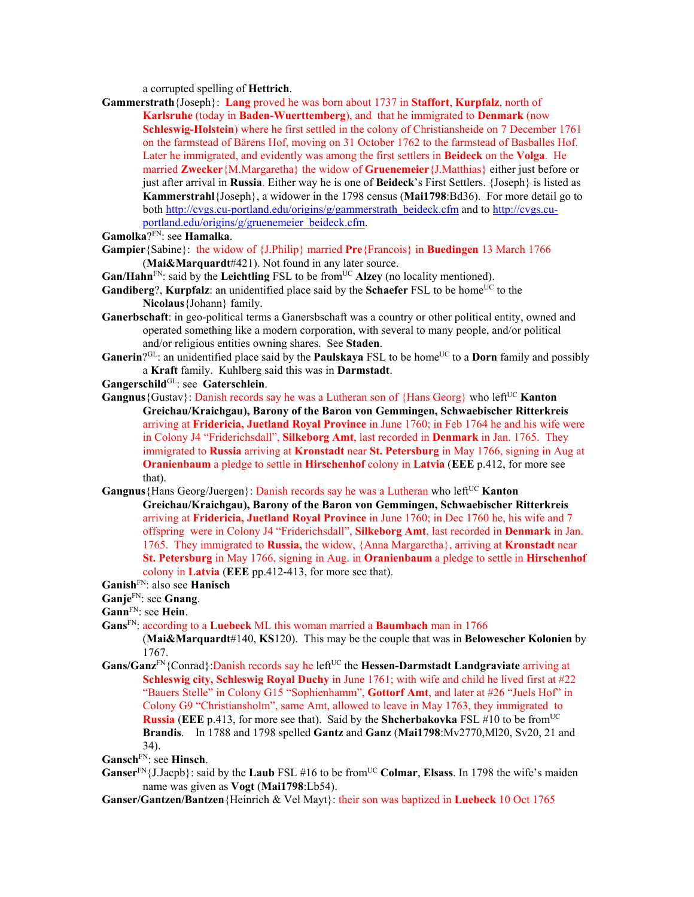a corrupted spelling of **Hettrich**.

**Gammerstrath**{Joseph}: **Lang** proved he was born about 1737 in **Staffort**, **Kurpfalz**, north of **Karlsruhe** (today in **Baden-Wuerttemberg**), and that he immigrated to **Denmark** (now **Schleswig-Holstein**) where he first settled in the colony of Christiansheide on 7 December 1761 on the farmstead of Bärens Hof, moving on 31 October 1762 to the farmstead of Basballes Hof. Later he immigrated, and evidently was among the first settlers in **Beideck** on the **Volga**. He married **Zwecker**{M.Margaretha} the widow of **Gruenemeier**{J.Matthias} either just before or just after arrival in **Russia**. Either way he is one of **Beideck**'s First Settlers. {Joseph} is listed as **Kammerstrahl**{Joseph}, a widower in the 1798 census (**Mai1798**:Bd36). For more detail go to both http://cvgs.cu-portland.edu/origins/g/gammerstrath_beideck.cfm and to http://cvgs.cu-portland.edu/origins/g/gruenemeier_beideck.cfm.

**Gamolka**?[FN]: see **Hamalka**.

**Gampier**{Sabine}: the widow of {J.Philip} married **Pre**{Francois} in **Buedingen** 13 March 1766 (**Mai&Marquardt**#421). Not found in any later source.

**Gan/Hahn**[FN]: said by the **Leichtling** FSL to be from[UC] **Alzey** (no locality mentioned).

**Gandiberg**?, **Kurpfalz**: an unidentified place said by the **Schaefer** FSL to be home[UC] to the **Nicolaus**{Johann} family.

**Ganerbschaft**: in geo-political terms a Ganersbschaft was a country or other political entity, owned and operated something like a modern corporation, with several to many people, and/or political and/or religious entities owning shares. See **Staden**.

**Ganerin**?[GL]: an unidentified place said by the **Paulskaya** FSL to be home[UC] to a **Dorn** family and possibly a **Kraft** family. Kuhlberg said this was in **Darmstadt**.

**Gangerschild**[GL]: see **Gaterschlein**.

**Gangnus**{Gustav}: Danish records say he was a Lutheran son of {Hans Georg} who left[UC] **Kanton Greichau/Kraichgau), Barony of the Baron von Gemmingen, Schwaebischer Ritterkreis** arriving at **Fridericia, Juetland Royal Province** in June 1760; in Feb 1764 he and his wife were in Colony J4 "Friderichsdall", **Silkeborg Amt**, last recorded in **Denmark** in Jan. 1765. They immigrated to **Russia** arriving at **Kronstadt** near **St. Petersburg** in May 1766, signing in Aug at **Oranienbaum** a pledge to settle in **Hirschenhof** colony in **Latvia** (**EEE** p.412, for more see that).

**Gangnus**{Hans Georg/Juergen}: Danish records say he was a Lutheran who left[UC] **Kanton Greichau/Kraichgau), Barony of the Baron von Gemmingen, Schwaebischer Ritterkreis** arriving at **Fridericia, Juetland Royal Province** in June 1760; in Dec 1760 he, his wife and 7 offspring were in Colony J4 "Friderichsdall", **Silkeborg Amt**, last recorded in **Denmark** in Jan. 1765. They immigrated to **Russia,** the widow, {Anna Margaretha}, arriving at **Kronstadt** near **St. Petersburg** in May 1766, signing in Aug. in **Oranienbaum** a pledge to settle in **Hirschenhof** colony in **Latvia** (**EEE** pp.412-413, for more see that).

**Ganish**[FN]: also see **Hanisch**

**Ganje**[FN]: see **Gnang**.

**Gann**[FN]: see **Hein**.

**Gans**[FN]: according to a **Luebeck** ML this woman married a **Baumbach** man in 1766 (**Mai&Marquardt**#140, **KS**120). This may be the couple that was in **Belowescher Kolonien** by 1767.

**Gans/Ganz**[FN]{Conrad}:Danish records say he left[UC] the **Hessen-Darmstadt Landgraviate** arriving at **Schleswig city, Schleswig Royal Duchy** in June 1761; with wife and child he lived first at #22 "Bauers Stelle" in Colony G15 "Sophienhamm", **Gottorf Amt**, and later at #26 "Juels Hof" in Colony G9 "Christiansholm", same Amt, allowed to leave in May 1763, they immigrated to **Russia** (**EEE** p.413, for more see that). Said by the **Shcherbakovka** FSL #10 to be from[UC] **Brandis**. In 1788 and 1798 spelled **Gantz** and **Ganz** (**Mai1798**:Mv2770,Ml20, Sv20, 21 and 34).

**Gansch**[FN]: see **Hinsch**.

**Ganser**[FN]{J.Jacpb}: said by the **Laub** FSL #16 to be from[UC] **Colmar**, **Elsass**. In 1798 the wife's maiden name was given as **Vogt** (**Mai1798**:Lb54).

**Ganser/Gantzen/Bantzen**{Heinrich & Vel Mayt}: their son was baptized in **Luebeck** 10 Oct 1765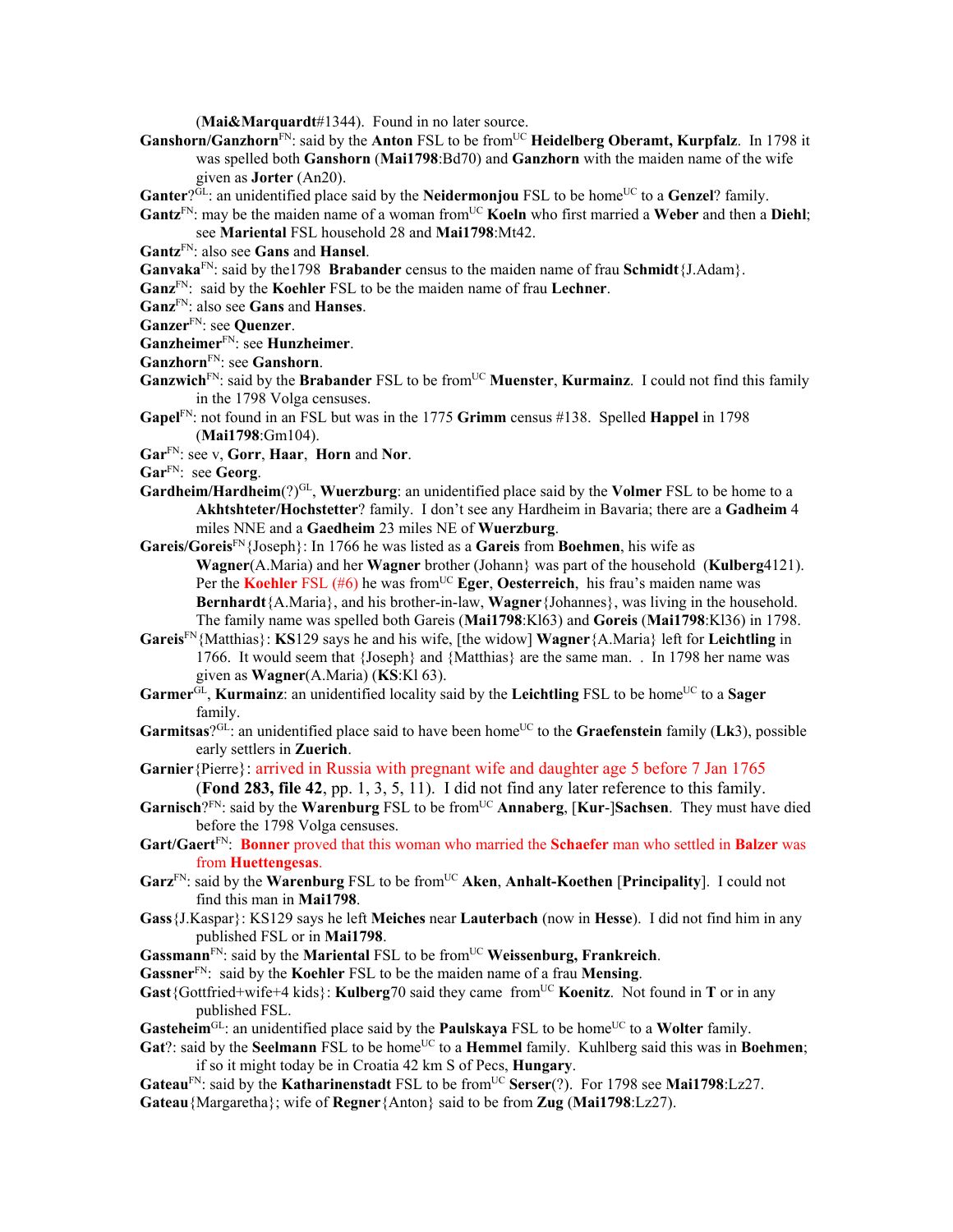(**Mai&Marquardt**#1344). Found in no later source.

**Ganshorn/Ganzhorn**[FN]: said by the **Anton** FSL to be from[UC] **Heidelberg Oberamt, Kurpfalz**. In 1798 it was spelled both **Ganshorn** (**Mai1798**:Bd70) and **Ganzhorn** with the maiden name of the wife given as **Jorter** (An20).

**Ganter**?[GL]: an unidentified place said by the **Neidermonjou** FSL to be home[UC] to a **Genzel**? family.

**Gantz**[FN]: may be the maiden name of a woman from[UC] **Koeln** who first married a **Weber** and then a **Diehl**; see **Mariental** FSL household 28 and **Mai1798**:Mt42.

**Gantz**[FN]: also see **Gans** and **Hansel**.

**Ganvaka**[FN]: said by the1798 **Brabander** census to the maiden name of frau **Schmidt**{J.Adam}.

**Ganz**[FN]: said by the **Koehler** FSL to be the maiden name of frau **Lechner**.

**Ganz**[FN]: also see **Gans** and **Hanses**.

**Ganzer**[FN]: see **Quenzer**.

**Ganzheimer**[FN]: see **Hunzheimer**.

**Ganzhorn**[FN]: see **Ganshorn**.

**Ganzwich**[FN]: said by the **Brabander** FSL to be from[UC] **Muenster**, **Kurmainz**. I could not find this family in the 1798 Volga censuses.

**Gapel**[FN]: not found in an FSL but was in the 1775 **Grimm** census #138. Spelled **Happel** in 1798 (**Mai1798**:Gm104).

**Gar**[FN]: see v, **Gorr**, **Haar**, **Horn** and **Nor**.

**Gar**[FN]: see **Georg**.

**Gardheim/Hardheim**(?)[GL], **Wuerzburg**: an unidentified place said by the **Volmer** FSL to be home to a **Akhtshteter/Hochstetter**? family. I don't see any Hardheim in Bavaria; there are a **Gadheim** 4 miles NNE and a **Gaedheim** 23 miles NE of **Wuerzburg**.

**Gareis/Goreis**[FN]{Joseph}: In 1766 he was listed as a **Gareis** from **Boehmen**, his wife as **Wagner**(A.Maria) and her **Wagner** brother (Johann} was part of the household (**Kulberg**4121). Per the **Koehler** FSL (#6) he was from[UC] **Eger**, **Oesterreich**, his frau's maiden name was **Bernhardt**{A.Maria}, and his brother-in-law, **Wagner**{Johannes}, was living in the household. The family name was spelled both Gareis (**Mai1798**:Kl63) and **Goreis** (**Mai1798**:Kl36) in 1798.

**Gareis**[FN]{Matthias}: **KS**129 says he and his wife, [the widow] **Wagner**{A.Maria} left for **Leichtling** in 1766. It would seem that {Joseph} and {Matthias} are the same man. . In 1798 her name was given as **Wagner**(A.Maria) (**KS**:Kl 63).

**Garmer**[GL], **Kurmainz**: an unidentified locality said by the **Leichtling** FSL to be home[UC] to a **Sager** family.

**Garmitsas**?[GL]: an unidentified place said to have been home[UC] to the **Graefenstein** family (**Lk**3), possible early settlers in **Zuerich**.

**Garnier**{Pierre}: arrived in Russia with pregnant wife and daughter age 5 before 7 Jan 1765 (**Fond 283, file 42**, pp. 1, 3, 5, 11). I did not find any later reference to this family.

**Garnisch**?[FN]: said by the **Warenburg** FSL to be from[UC] **Annaberg**, [**Kur**-]**Sachsen**. They must have died before the 1798 Volga censuses.

**Gart/Gaert**[FN]: **Bonner** proved that this woman who married the **Schaefer** man who settled in **Balzer** was from **Huettengesas**.

**Garz**[FN]: said by the **Warenburg** FSL to be from[UC] **Aken**, **Anhalt-Koethen** [**Principality**]. I could not find this man in **Mai1798**.

**Gass**{J.Kaspar}: KS129 says he left **Meiches** near **Lauterbach** (now in **Hesse**). I did not find him in any published FSL or in **Mai1798**.

**Gassmann**[FN]: said by the **Mariental** FSL to be from[UC] **Weissenburg, Frankreich**.

**Gassner**[FN]: said by the **Koehler** FSL to be the maiden name of a frau **Mensing**.

**Gast**{Gottfried+wife+4 kids}: **Kulberg**70 said they came from[UC] **Koenitz**. Not found in **T** or in any published FSL.

**Gasteheim**[GL]: an unidentified place said by the **Paulskaya** FSL to be home[UC] to a **Wolter** family.

**Gat**?: said by the **Seelmann** FSL to be home[UC] to a **Hemmel** family. Kuhlberg said this was in **Boehmen**; if so it might today be in Croatia 42 km S of Pecs, **Hungary**.

**Gateau**[FN]: said by the **Katharinenstadt** FSL to be from[UC] **Serser**(?). For 1798 see **Mai1798**:Lz27.

**Gateau**{Margaretha}; wife of **Regner**{Anton} said to be from **Zug** (**Mai1798**:Lz27).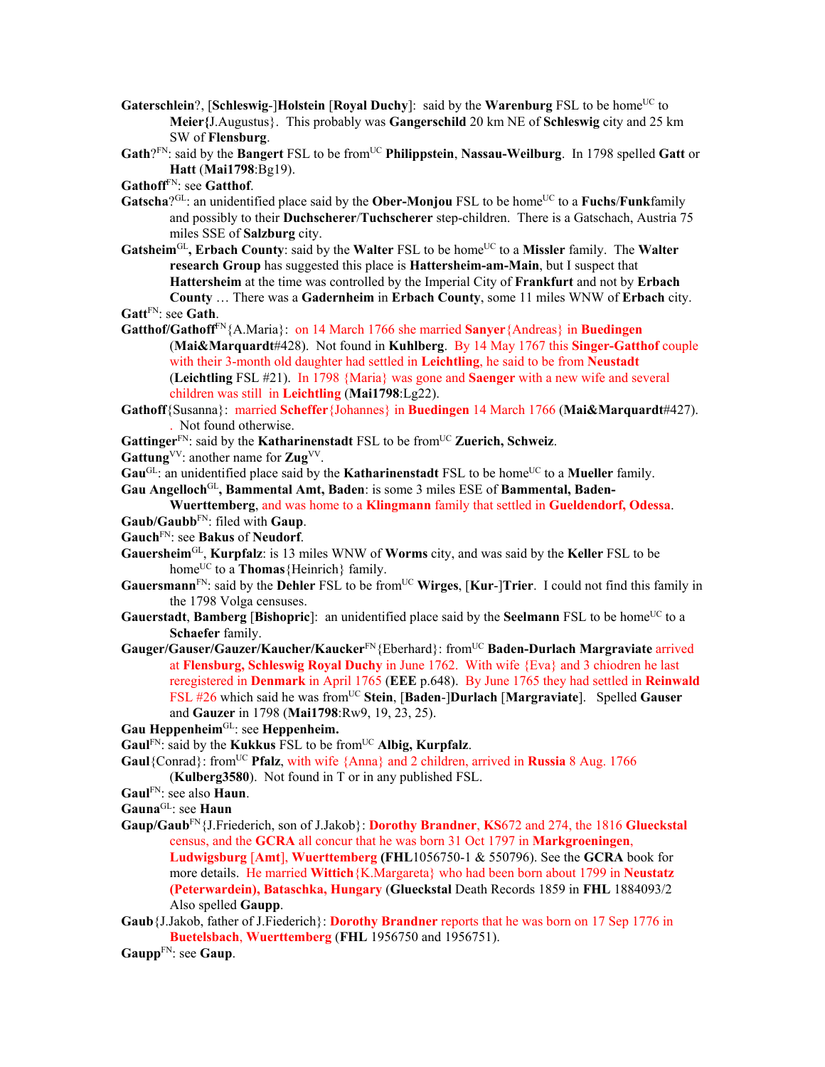**Gaterschlein**?, [**Schleswig**-]**Holstein** [**Royal Duchy**]: said by the **Warenburg** FSL to be home[UC] to **Meier{**J.Augustus}. This probably was **Gangerschild** 20 km NE of **Schleswig** city and 25 km SW of **Flensburg**.

**Gath**?[FN]: said by the **Bangert** FSL to be from[UC] **Philippstein**, **Nassau-Weilburg**. In 1798 spelled **Gatt** or **Hatt** (**Mai1798**:Bg19).

**Gathoff**[FN]: see **Gatthof**.

**Gatscha**?[GL]: an unidentified place said by the **Ober-Monjou** FSL to be home[UC] to a **Fuchs**/**Funk**family and possibly to their **Duchscherer**/**Tuchscherer** step-children. There is a Gatschach, Austria 75 miles SSE of **Salzburg** city.

**Gatsheim**[GL]**, Erbach County**: said by the **Walter** FSL to be home[UC] to a **Missler** family. The **Walter research Group** has suggested this place is **Hattersheim-am-Main**, but I suspect that **Hattersheim** at the time was controlled by the Imperial City of **Frankfurt** and not by **Erbach County** … There was a **Gadernheim** in **Erbach County**, some 11 miles WNW of **Erbach** city.

**Gatt**[FN]: see **Gath**.

**Gatthof/Gathoff**[FN]{A.Maria}: on 14 March 1766 she married **Sanyer**{Andreas} in **Buedingen** (**Mai&Marquardt**#428). Not found in **Kuhlberg**. By 14 May 1767 this **Singer-Gatthof** couple with their 3-month old daughter had settled in **Leichtling**, he said to be from **Neustadt** (**Leichtling** FSL #21). In 1798 {Maria} was gone and **Saenger** with a new wife and several children was still in **Leichtling** (**Mai1798**:Lg22).

**Gathoff**{Susanna}: married **Scheffer**{Johannes} in **Buedingen** 14 March 1766 (**Mai&Marquardt**#427). . Not found otherwise.

**Gattinger**[FN]: said by the **Katharinenstadt** FSL to be from[UC] **Zuerich, Schweiz**.

**Gattung**[VV]: another name for **Zug**[VV].

**Gau**[GL]: an unidentified place said by the **Katharinenstadt** FSL to be home[UC] to a **Mueller** family.

**Gau Angelloch**[GL]**, Bammental Amt, Baden**: is some 3 miles ESE of **Bammental, Baden-Wuerttemberg**, and was home to a **Klingmann** family that settled in **Gueldendorf, Odessa**.

**Gaub/Gaubb**[FN]: filed with **Gaup**.

**Gauch**[FN]: see **Bakus** of **Neudorf**.

**Gauersheim**[GL], **Kurpfalz**: is 13 miles WNW of **Worms** city, and was said by the **Keller** FSL to be home[UC] to a **Thomas**{Heinrich} family.

**Gauersmann**[FN]: said by the **Dehler** FSL to be from[UC] **Wirges**, [**Kur**-]**Trier**. I could not find this family in the 1798 Volga censuses.

**Gauerstadt**, **Bamberg** [**Bishopric**]: an unidentified place said by the **Seelmann** FSL to be home[UC] to a **Schaefer** family.

**Gauger/Gauser/Gauzer/Kaucher/Kaucker**[FN]{Eberhard}: from[UC] **Baden-Durlach Margraviate** arrived at **Flensburg, Schleswig Royal Duchy** in June 1762. With wife {Eva} and 3 chiodren he last reregistered in **Denmark** in April 1765 (**EEE** p.648). By June 1765 they had settled in **Reinwald** FSL #26 which said he was from[UC] **Stein**, [**Baden**-]**Durlach** [**Margraviate**]. Spelled **Gauser** and **Gauzer** in 1798 (**Mai1798**:Rw9, 19, 23, 25).

**Gau Heppenheim**[GL]: see **Heppenheim.**

**Gaul**[FN]: said by the **Kukkus** FSL to be from[UC] **Albig, Kurpfalz**.

**Gaul**{Conrad}: from[UC] **Pfalz**, with wife {Anna} and 2 children, arrived in **Russia** 8 Aug. 1766 (**Kulberg3580**). Not found in T or in any published FSL.

**Gaul**[FN]: see also **Haun**.

**Gauna**[GL]: see **Haun**

**Gaup/Gaub**[FN]{J.Friederich, son of J.Jakob}: **Dorothy Brandner**, **KS**672 and 274, the 1816 **Glueckstal** census, and the **GCRA** all concur that he was born 31 Oct 1797 in **Markgroeningen**, **Ludwigsburg** [**Amt**], **Wuerttemberg** **(FHL**1056750-1 & 550796). See the **GCRA** book for more details. He married **Wittich**{K.Margareta} who had been born about 1799 in **Neustatz (Peterwardein), Bataschka, Hungary** (**Glueckstal** Death Records 1859 in **FHL** 1884093/2 Also spelled **Gaupp**.

**Gaub**{J.Jakob, father of J.Fiederich}: **Dorothy Brandner** reports that he was born on 17 Sep 1776 in **Buetelsbach**, **Wuerttemberg** (**FHL** 1956750 and 1956751).

**Gaupp**[FN]: see **Gaup**.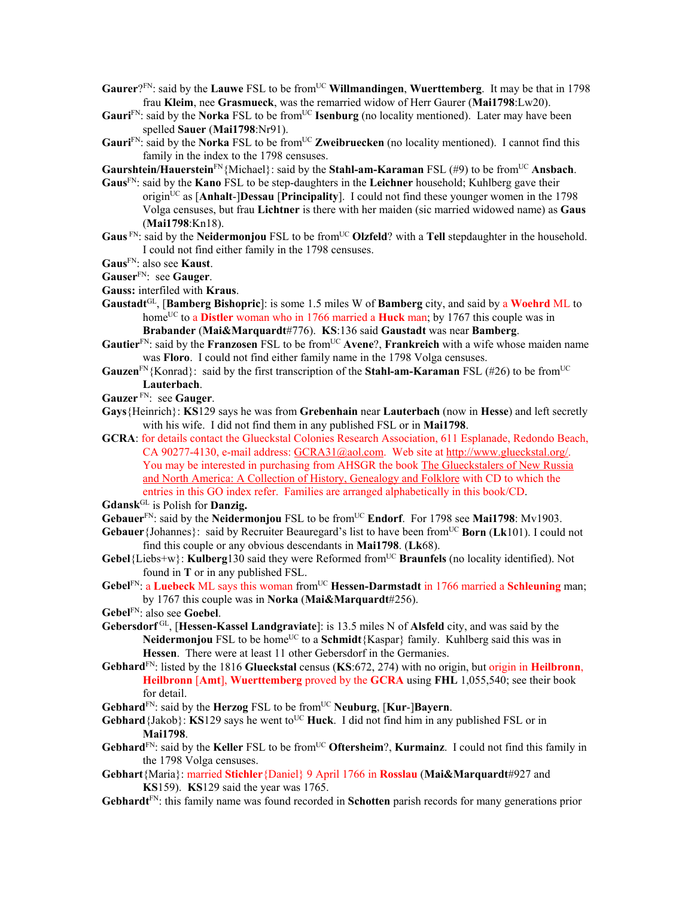**Gaurer**?[FN]: said by the **Lauwe** FSL to be from[UC] **Willmandingen**, **Wuerttemberg**. It may be that in 1798 frau **Kleim**, nee **Grasmueck**, was the remarried widow of Herr Gaurer (**Mai1798**:Lw20).

**Gauri**[FN]: said by the **Norka** FSL to be from[UC] **Isenburg** (no locality mentioned). Later may have been spelled **Sauer** (**Mai1798**:Nr91).

**Gauri**[FN]: said by the **Norka** FSL to be from[UC] **Zweibruecken** (no locality mentioned). I cannot find this family in the index to the 1798 censuses.

**Gaurshtein/Hauerstein**[FN]{Michael}: said by the **Stahl-am-Karaman** FSL (#9) to be from[UC] **Ansbach**.

**Gaus**[FN]: said by the **Kano** FSL to be step-daughters in the **Leichner** household; Kuhlberg gave their origin[UC] as [**Anhalt**-]**Dessau** [**Principality**]. I could not find these younger women in the 1798 Volga censuses, but frau **Lichtner** is there with her maiden (sic married widowed name) as **Gaus** (**Mai1798**:Kn18).

**Gaus** [FN]: said by the **Neidermonjou** FSL to be from[UC] **Olzfeld**? with a **Tell** stepdaughter in the household. I could not find either family in the 1798 censuses.

**Gaus**[FN]: also see **Kaust**.

**Gauser**[FN]: see **Gauger**.

**Gauss:** interfiled with **Kraus**.

**Gaustadt**[GL], [**Bamberg Bishopric**]: is some 1.5 miles W of **Bamberg** city, and said by a **Woehrd** ML to home[UC] to a **Distler** woman who in 1766 married a **Huck** man; by 1767 this couple was in **Brabander** (**Mai&Marquardt**#776). **KS**:136 said **Gaustadt** was near **Bamberg**.

**Gautier**[FN]: said by the **Franzosen** FSL to be from[UC] **Avene**?, **Frankreich** with a wife whose maiden name was **Floro**. I could not find either family name in the 1798 Volga censuses.

**Gauzen**[FN]{Konrad}: said by the first transcription of the **Stahl-am-Karaman** FSL (#26) to be from[UC] **Lauterbach**.

**Gauzer** [FN]: see **Gauger**.

**Gays**{Heinrich}: **KS**129 says he was from **Grebenhain** near **Lauterbach** (now in **Hesse**) and left secretly with his wife. I did not find them in any published FSL or in **Mai1798**.

**GCRA**: for details contact the Glueckstal Colonies Research Association, 611 Esplanade, Redondo Beach, CA 90277-4130, e-mail address: GCRA31@aol.com. Web site at http://www.glueckstal.org/. You may be interested in purchasing from AHSGR the book The Glueckstalers of New Russia and North America: A Collection of History, Genealogy and Folklore with CD to which the entries in this GO index refer. Families are arranged alphabetically in this book/CD.

**Gdansk**[GL] is Polish for **Danzig.**

**Gebauer**[FN]: said by the **Neidermonjou** FSL to be from[UC] **Endorf**. For 1798 see **Mai1798**: Mv1903.

**Gebauer**{Johannes}: said by Recruiter Beauregard's list to have been from[UC] **Born** (**Lk**101). I could not find this couple or any obvious descendants in **Mai1798**. (**Lk**68).

**Gebel**{Liebs+w}: **Kulberg**130 said they were Reformed from[UC] **Braunfels** (no locality identified). Not found in **T** or in any published FSL.

**Gebel**[FN]: a **Luebeck** ML says this woman from[UC] **Hessen-Darmstadt** in 1766 married a **Schleuning** man; by 1767 this couple was in **Norka** (**Mai&Marquardt**#256).

**Gebel**[FN]: also see **Goebel**.

**Gebersdorf** [GL], [**Hessen-Kassel Landgraviate**]: is 13.5 miles N of **Alsfeld** city, and was said by the **Neidermonjou** FSL to be home[UC] to a **Schmidt**{Kaspar} family. Kuhlberg said this was in **Hessen**. There were at least 11 other Gebersdorf in the Germanies.

**Gebhard**[FN]: listed by the 1816 **Glueckstal** census (**KS**:672, 274) with no origin, but origin in **Heilbronn**, **Heilbronn** [**Amt**], **Wuerttemberg** proved by the **GCRA** using **FHL** 1,055,540; see their book for detail.

**Gebhard**[FN]: said by the **Herzog** FSL to be from[UC] **Neuburg**, [**Kur**-]**Bayern**.

**Gebhard**{Jakob}: **KS**129 says he went to[UC] **Huck**. I did not find him in any published FSL or in **Mai1798**.

**Gebhard**[FN]: said by the **Keller** FSL to be from[UC] **Oftersheim**?, **Kurmainz**. I could not find this family in the 1798 Volga censuses.

**Gebhart**{Maria}: married **Stichler**{Daniel} 9 April 1766 in **Rosslau** (**Mai&Marquardt**#927 and **KS**159). **KS**129 said the year was 1765.

**Gebhardt**[FN]: this family name was found recorded in **Schotten** parish records for many generations prior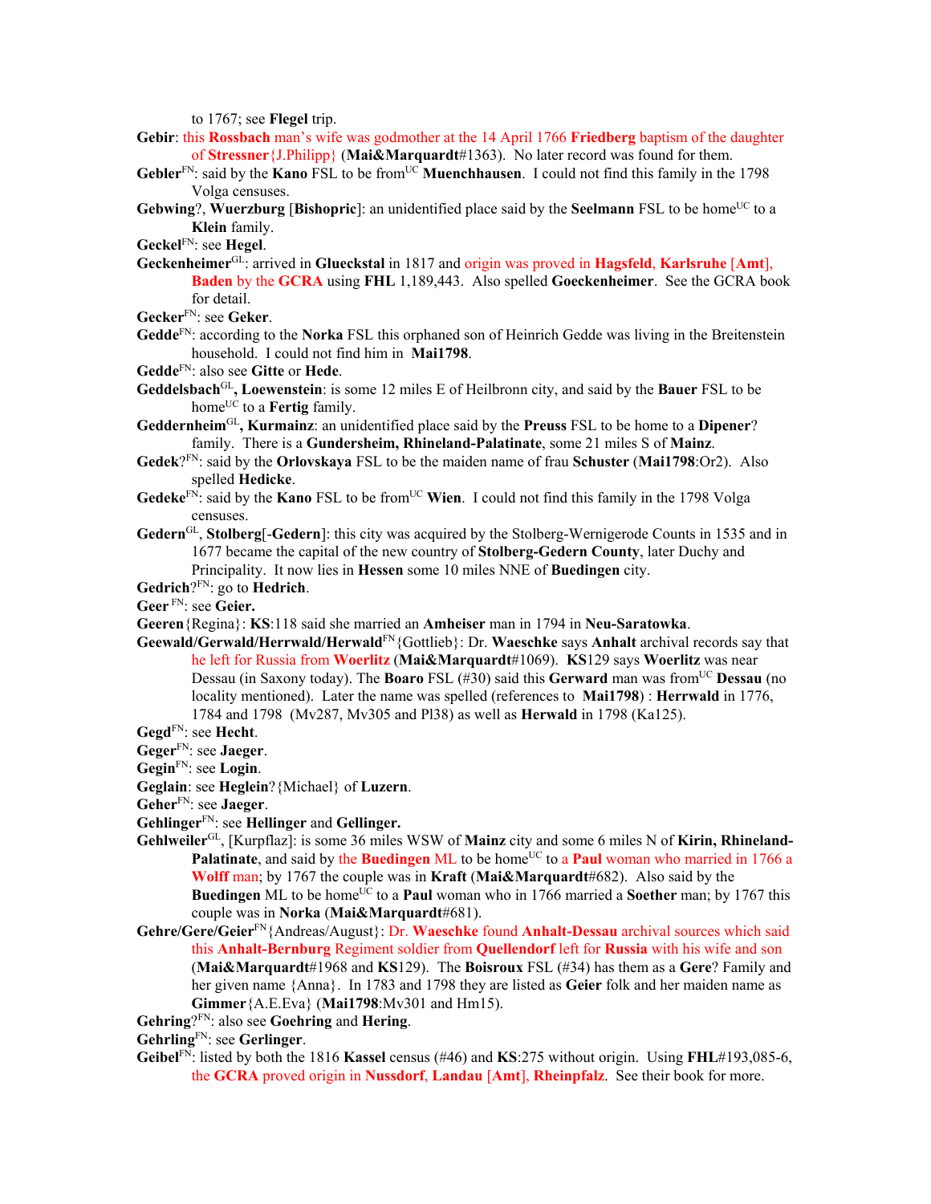to 1767; see **Flegel** trip.

**Gebir**: this **Rossbach** man's wife was godmother at the 14 April 1766 **Friedberg** baptism of the daughter of **Stressner**{J.Philipp} (**Mai&Marquardt**#1363). No later record was found for them.

**Gebler**[FN]: said by the **Kano** FSL to be from[UC] **Muenchhausen**. I could not find this family in the 1798 Volga censuses.

**Gebwing**?, **Wuerzburg** [**Bishopric**]: an unidentified place said by the **Seelmann** FSL to be home[UC] to a **Klein** family.

**Geckel**[FN]: see **Hegel**.

**Geckenheimer**[GL]: arrived in **Glueckstal** in 1817 and origin was proved in **Hagsfeld**, **Karlsruhe** [**Amt**], **Baden** by the **GCRA** using **FHL** 1,189,443. Also spelled **Goeckenheimer**. See the GCRA book for detail.

**Gecker**[FN]: see **Geker**.

**Gedde**[FN]: according to the **Norka** FSL this orphaned son of Heinrich Gedde was living in the Breitenstein household. I could not find him in **Mai1798**.

**Gedde**[FN]: also see **Gitte** or **Hede**.

**Geddelsbach**[GL], **Loewenstein**: is some 12 miles E of Heilbronn city, and said by the **Bauer** FSL to be home[UC] to a **Fertig** family.

**Geddernheim**[GL], **Kurmainz**: an unidentified place said by the **Preuss** FSL to be home to a **Dipener**? family. There is a **Gundersheim, Rhineland-Palatinate**, some 21 miles S of **Mainz**.

**Gedek**?[FN]: said by the **Orlovskaya** FSL to be the maiden name of frau **Schuster** (**Mai1798**:Or2). Also spelled **Hedicke**.

**Gedeke**[FN]: said by the **Kano** FSL to be from[UC] **Wien**. I could not find this family in the 1798 Volga censuses.

**Gedern**[GL], **Stolberg**[-**Gedern**]: this city was acquired by the Stolberg-Wernigerode Counts in 1535 and in 1677 became the capital of the new country of **Stolberg-Gedern County**, later Duchy and Principality. It now lies in **Hessen** some 10 miles NNE of **Buedingen** city.

**Gedrich**?[FN]: go to **Hedrich**.

**Geer** [FN]: see **Geier.**

**Geeren**{Regina}: **KS**:118 said she married an **Amheiser** man in 1794 in **Neu-Saratowka**.

**Geewald/Gerwald/Herrwald/Herwald**[FN]{Gottlieb}: Dr. **Waeschke** says **Anhalt** archival records say that he left for Russia from **Woerlitz** (**Mai&Marquardt**#1069). **KS**129 says **Woerlitz** was near Dessau (in Saxony today). The **Boaro** FSL (#30) said this **Gerward** man was from[UC] **Dessau** (no locality mentioned). Later the name was spelled (references to **Mai1798**) : **Herrwald** in 1776, 1784 and 1798 (Mv287, Mv305 and Pl38) as well as **Herwald** in 1798 (Ka125).

**Gegd**[FN]: see **Hecht**.

**Geger**[FN]: see **Jaeger**.

**Gegin**[FN]: see **Login**.

**Geglain**: see **Heglein**?{Michael} of **Luzern**.

**Geher**[FN]: see **Jaeger**.

**Gehlinger**[FN]: see **Hellinger** and **Gellinger.**

**Gehlweiler**[GL], [Kurpflaz]: is some 36 miles WSW of **Mainz** city and some 6 miles N of **Kirin, Rhineland-Palatinate**, and said by the **Buedingen** ML to be home[UC] to a **Paul** woman who married in 1766 a **Wolff** man; by 1767 the couple was in **Kraft** (**Mai&Marquardt**#682). Also said by the **Buedingen** ML to be home[UC] to a **Paul** woman who in 1766 married a **Soether** man; by 1767 this couple was in **Norka** (**Mai&Marquardt**#681).

**Gehre/Gere/Geier**[FN]{Andreas/August}: Dr. **Waeschke** found **Anhalt-Dessau** archival sources which said this **Anhalt-Bernburg** Regiment soldier from **Quellendorf** left for **Russia** with his wife and son (**Mai&Marquardt**#1968 and **KS**129). The **Boisroux** FSL (#34) has them as a **Gere**? Family and her given name {Anna}. In 1783 and 1798 they are listed as **Geier** folk and her maiden name as **Gimmer**{A.E.Eva} (**Mai1798**:Mv301 and Hm15).

**Gehring**?[FN]: also see **Goehring** and **Hering**.

**Gehrling**[FN]: see **Gerlinger**.

**Geibel**[FN]: listed by both the 1816 **Kassel** census (#46) and **KS**:275 without origin. Using **FHL**#193,085-6, the **GCRA** proved origin in **Nussdorf**, **Landau** [**Amt**], **Rheinpfalz**. See their book for more.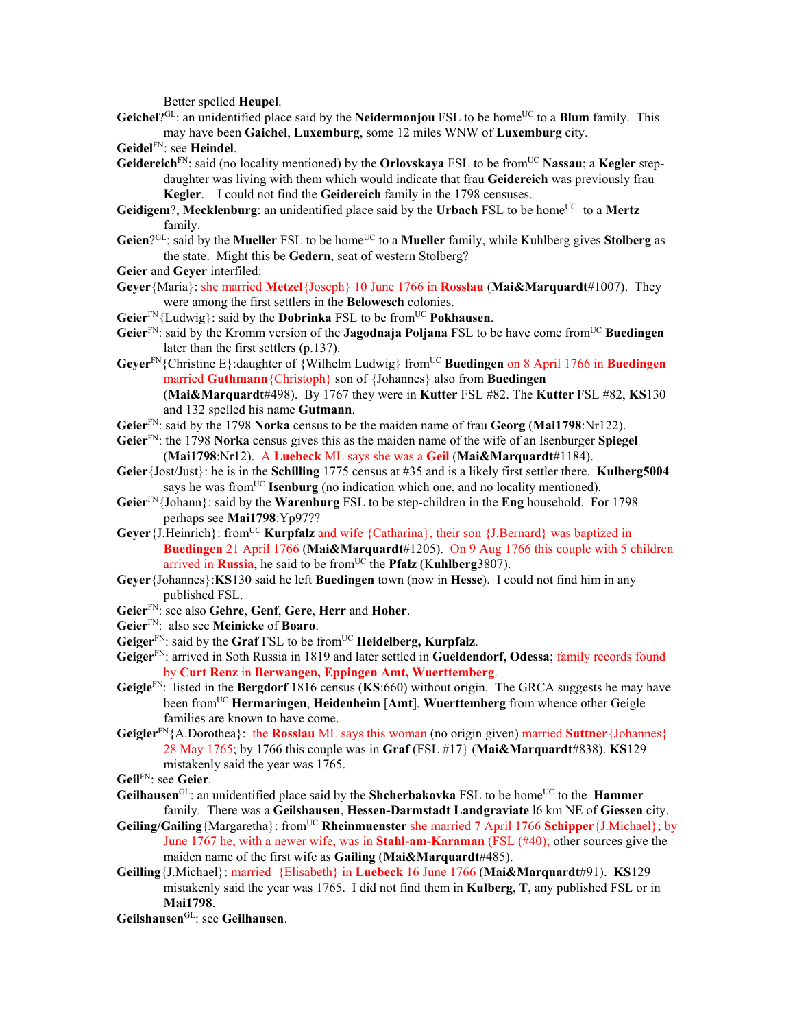Better spelled **Heupel**.

**Geichel**?[GL]: an unidentified place said by the **Neidermonjou** FSL to be home[UC] to a **Blum** family. This may have been **Gaichel**, **Luxemburg**, some 12 miles WNW of **Luxemburg** city.

**Geidel**[FN]: see **Heindel**.

**Geidereich**[FN]: said (no locality mentioned) by the **Orlovskaya** FSL to be from[UC] **Nassau**; a **Kegler** step-daughter was living with them which would indicate that frau **Geidereich** was previously frau **Kegler**. I could not find the **Geidereich** family in the 1798 censuses.

**Geidigem**?, **Mecklenburg**: an unidentified place said by the **Urbach** FSL to be home[UC] to a **Mertz** family.

**Geien**?[GL]: said by the **Mueller** FSL to be home[UC] to a **Mueller** family, while Kuhlberg gives **Stolberg** as the state. Might this be **Gedern**, seat of western Stolberg?

**Geier** and **Geyer** interfiled:

**Geyer**{Maria}: she married **Metzel**{Joseph} 10 June 1766 in **Rosslau** (**Mai&Marquardt**#1007). They were among the first settlers in the **Belowesch** colonies.

**Geier**[FN]{Ludwig}: said by the **Dobrinka** FSL to be from[UC] **Pokhausen**.

**Geier**[FN]: said by the Kromm version of the **Jagodnaja Poljana** FSL to be have come from[UC] **Buedingen** later than the first settlers (p.137).

**Geyer**[FN]{Christine E}:daughter of {Wilhelm Ludwig} from[UC] **Buedingen** on 8 April 1766 in **Buedingen** married **Guthmann**{Christoph} son of {Johannes} also from **Buedingen** (**Mai&Marquardt**#498). By 1767 they were in **Kutter** FSL #82. The **Kutter** FSL #82, **KS**130 and 132 spelled his name **Gutmann**.

**Geier**[FN]: said by the 1798 **Norka** census to be the maiden name of frau **Georg** (**Mai1798**:Nr122).

**Geier**[FN]: the 1798 **Norka** census gives this as the maiden name of the wife of an Isenburger **Spiegel** (**Mai1798**:Nr12). A **Luebeck** ML says she was a **Geil** (**Mai&Marquardt**#1184).

**Geier**{Jost/Just}: he is in the **Schilling** 1775 census at #35 and is a likely first settler there. **Kulberg5004** says he was from[UC] **Isenburg** (no indication which one, and no locality mentioned).

**Geier**[FN]{Johann}: said by the **Warenburg** FSL to be step-children in the **Eng** household. For 1798 perhaps see **Mai1798**:Yp97??

**Geyer**{J.Heinrich}: from[UC] **Kurpfalz** and wife {Catharina}, their son {J.Bernard} was baptized in **Buedingen** 21 April 1766 (**Mai&Marquardt**#1205). On 9 Aug 1766 this couple with 5 children arrived in **Russia**, he said to be from[UC] the **Pfalz** (**Kuhlberg**3807).

**Geyer**{Johannes}:**KS**130 said he left **Buedingen** town (now in **Hesse**). I could not find him in any published FSL.

**Geier**[FN]: see also **Gehre**, **Genf**, **Gere**, **Herr** and **Hoher**.

**Geier**[FN]: also see **Meinicke** of **Boaro**.

**Geiger**[FN]: said by the **Graf** FSL to be from[UC] **Heidelberg, Kurpfalz**.

**Geiger**[FN]: arrived in Soth Russia in 1819 and later settled in **Gueldendorf, Odessa**; family records found by **Curt Renz** in **Berwangen, Eppingen Amt, Wuerttemberg**.

**Geigle**[FN]: listed in the **Bergdorf** 1816 census (**KS**:660) without origin. The GRCA suggests he may have been from[UC] **Hermaringen**, **Heidenheim** [**Amt**], **Wuerttemberg** from whence other Geigle families are known to have come.

**Geigler**[FN]{A.Dorothea}: the **Rosslau** ML says this woman (no origin given) married **Suttner**{Johannes} 28 May 1765; by 1766 this couple was in **Graf** (FSL #17} (**Mai&Marquardt**#838). **KS**129 mistakenly said the year was 1765.

**Geil**[FN]: see **Geier**.

**Geilhausen**[GL]: an unidentified place said by the **Shcherbakovka** FSL to be home[UC] to the **Hammer** family. There was a **Geilshausen**, **Hessen-Darmstadt Landgraviate** l6 km NE of **Giessen** city.

**Geiling/Gailing**{Margaretha}: from[UC] **Rheinmuenster** she married 7 April 1766 **Schipper**{J.Michael}; by June 1767 he, with a newer wife, was in **Stahl-am-Karaman** (FSL (#40); other sources give the maiden name of the first wife as **Gailing** (**Mai&Marquardt**#485).

**Geilling**{J.Michael}: married {Elisabeth} in **Luebeck** 16 June 1766 (**Mai&Marquardt**#91). **KS**129 mistakenly said the year was 1765. I did not find them in **Kulberg**, **T**, any published FSL or in **Mai1798**.

**Geilshausen**[GL]: see **Geilhausen**.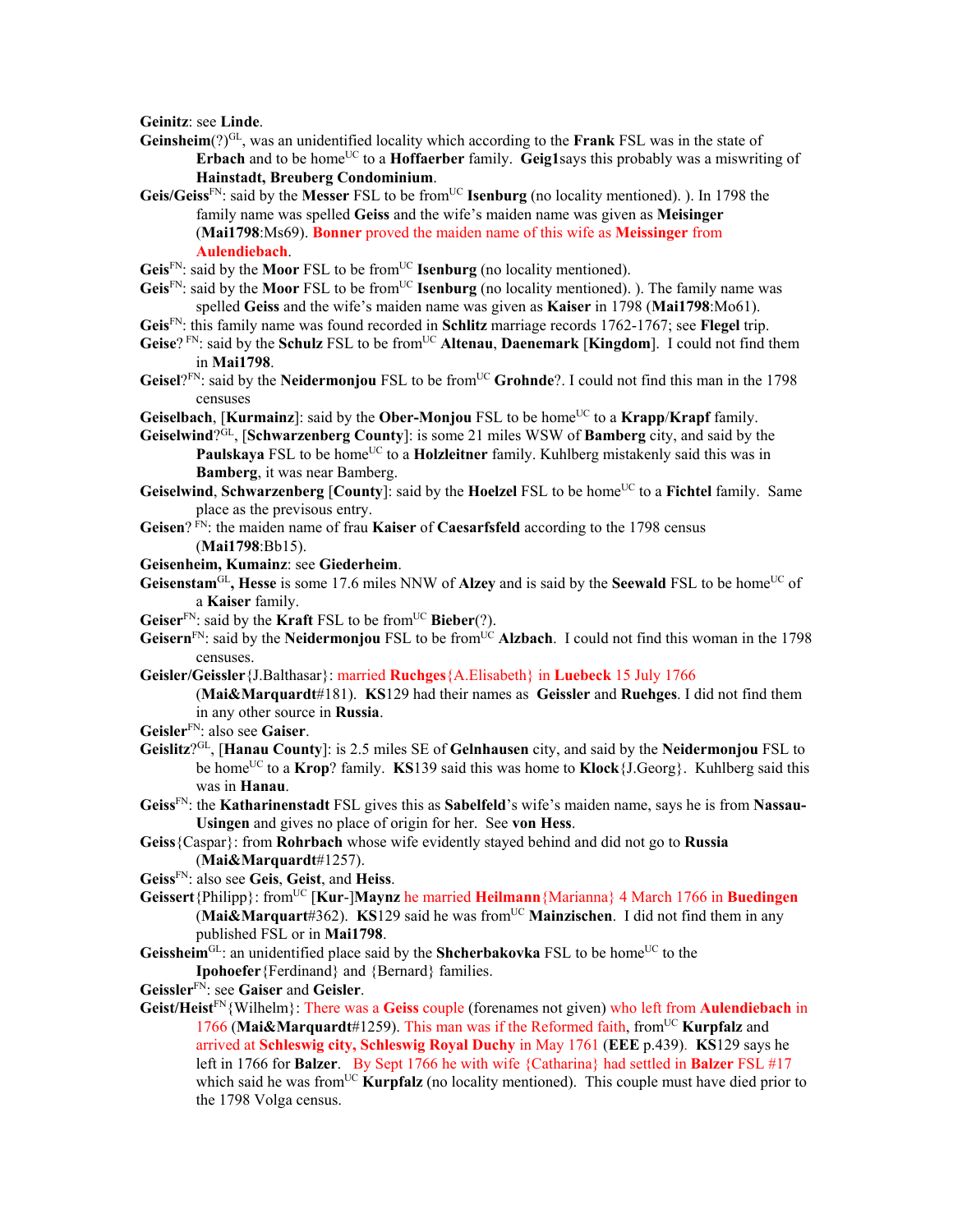**Geinitz**: see **Linde**.

**Geinsheim**(?)[GL], was an unidentified locality which according to the **Frank** FSL was in the state of **Erbach** and to be home[UC] to a **Hoffaerber** family. **Geig1**says this probably was a miswriting of **Hainstadt, Breuberg Condominium**.

**Geis/Geiss**[FN]: said by the **Messer** FSL to be from[UC] **Isenburg** (no locality mentioned). ). In 1798 the family name was spelled **Geiss** and the wife's maiden name was given as **Meisinger** (**Mai1798**:Ms69). **Bonner** proved the maiden name of this wife as **Meissinger** from **Aulendiebach**.

**Geis**[FN]: said by the **Moor** FSL to be from[UC] **Isenburg** (no locality mentioned).

**Geis**[FN]: said by the **Moor** FSL to be from[UC] **Isenburg** (no locality mentioned). ). The family name was spelled **Geiss** and the wife's maiden name was given as **Kaiser** in 1798 (**Mai1798**:Mo61).

**Geis**[FN]: this family name was found recorded in **Schlitz** marriage records 1762-1767; see **Flegel** trip.

**Geise**? [FN]: said by the **Schulz** FSL to be from[UC] **Altenau**, **Daenemark** [**Kingdom**]. I could not find them in **Mai1798**.

**Geisel**?[FN]: said by the **Neidermonjou** FSL to be from[UC] **Grohnde**?. I could not find this man in the 1798 censuses

**Geiselbach**, [**Kurmainz**]: said by the **Ober-Monjou** FSL to be home[UC] to a **Krapp**/**Krapf** family.

**Geiselwind**?[GL], [**Schwarzenberg County**]: is some 21 miles WSW of **Bamberg** city, and said by the **Paulskaya** FSL to be home[UC] to a **Holzleitner** family. Kuhlberg mistakenly said this was in **Bamberg**, it was near Bamberg.

**Geiselwind**, **Schwarzenberg** [**County**]: said by the **Hoelzel** FSL to be home[UC] to a **Fichtel** family. Same place as the previous entry.

**Geisen**? [FN]: the maiden name of frau **Kaiser** of **Caesarfsfeld** according to the 1798 census (**Mai1798**:Bb15).

**Geisenheim, Kumainz**: see **Giederheim**.

**Geisenstam**[GL]**, Hesse** is some 17.6 miles NNW of **Alzey** and is said by the **Seewald** FSL to be home[UC] of a **Kaiser** family.

**Geiser**[FN]: said by the **Kraft** FSL to be from[UC] **Bieber**(?).

**Geisern**[FN]: said by the **Neidermonjou** FSL to be from[UC] **Alzbach**. I could not find this woman in the 1798 censuses.

**Geisler/Geissler**{J.Balthasar}: married **Ruchges**{A.Elisabeth} in **Luebeck** 15 July 1766 (**Mai&Marquardt**#181). **KS**129 had their names as **Geissler** and **Ruehges**. I did not find them in any other source in **Russia**.

**Geisler**[FN]: also see **Gaiser**.

**Geislitz**?[GL], [**Hanau County**]: is 2.5 miles SE of **Gelnhausen** city, and said by the **Neidermonjou** FSL to be home[UC] to a **Krop**? family. **KS**139 said this was home to **Klock**{J.Georg}. Kuhlberg said this was in **Hanau**.

**Geiss**[FN]: the **Katharinenstadt** FSL gives this as **Sabelfeld**'s wife's maiden name, says he is from **Nassau-Usingen** and gives no place of origin for her. See **von Hess**.

**Geiss**{Caspar}: from **Rohrbach** whose wife evidently stayed behind and did not go to **Russia** (**Mai&Marquardt**#1257).

**Geiss**[FN]: also see **Geis**, **Geist**, and **Heiss**.

**Geissert**{Philipp}: from[UC] [**Kur**-]**Maynz** he married **Heilmann**{Marianna} 4 March 1766 in **Buedingen** (**Mai&Marquart**#362). **KS**129 said he was from[UC] **Mainzischen**. I did not find them in any published FSL or in **Mai1798**.

**Geissheim**[GL]: an unidentified place said by the **Shcherbakovka** FSL to be home[UC] to the **Ipohoefer**{Ferdinand} and {Bernard} families.

**Geissler**[FN]: see **Gaiser** and **Geisler**.

**Geist/Heist**[FN]{Wilhelm}: There was a **Geiss** couple (forenames not given) who left from **Aulendiebach** in 1766 (**Mai&Marquardt**#1259). This man was if the Reformed faith, from[UC] **Kurpfalz** and arrived at **Schleswig city, Schleswig Royal Duchy** in May 1761 (**EEE** p.439). **KS**129 says he left in 1766 for **Balzer**. By Sept 1766 he with wife {Catharina} had settled in **Balzer** FSL #17 which said he was from[UC] **Kurpfalz** (no locality mentioned). This couple must have died prior to the 1798 Volga census.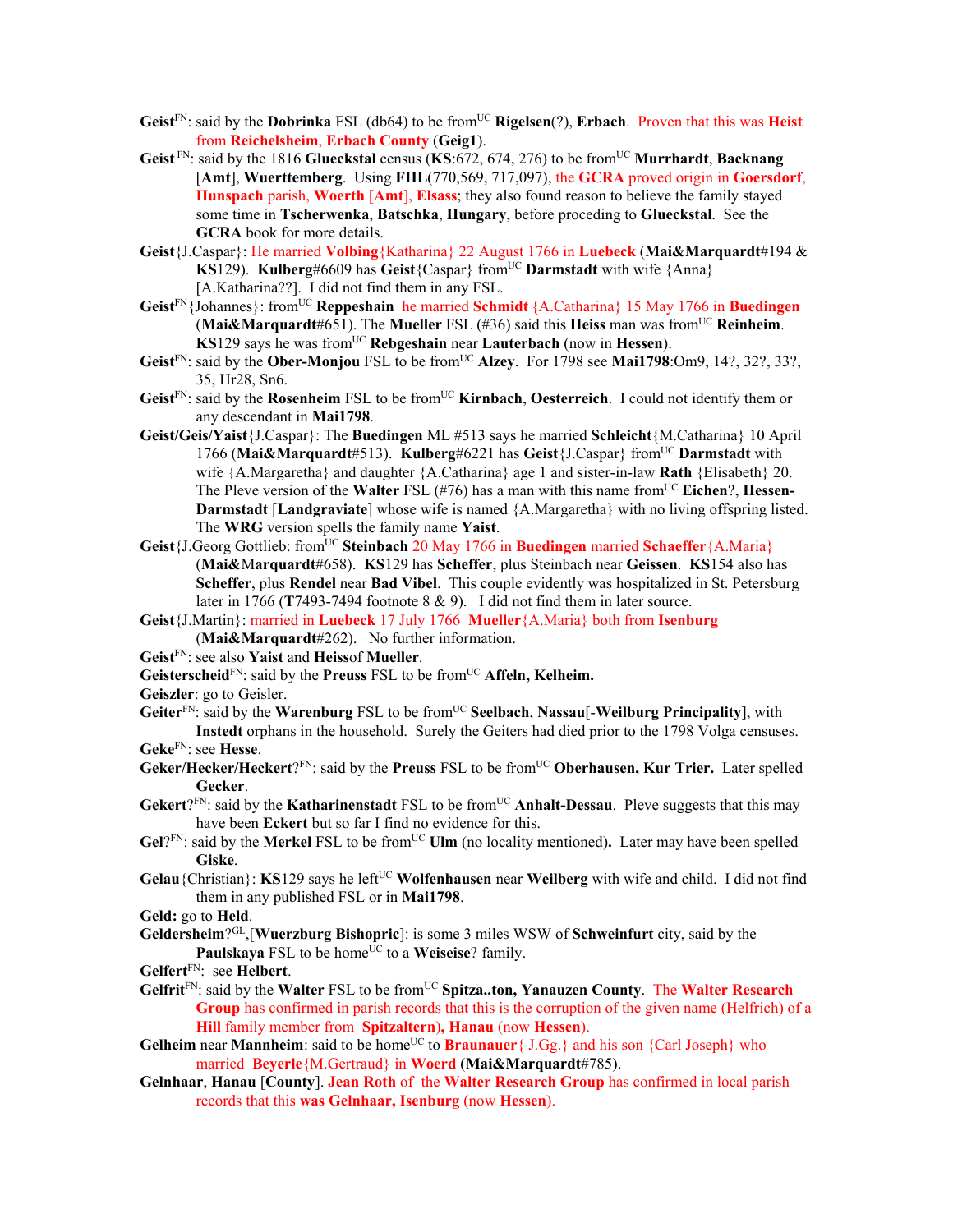**Geist**[FN]: said by the **Dobrinka** FSL (db64) to be from[UC] **Rigelsen**(?), **Erbach**. Proven that this was **Heist** from **Reichelsheim**, **Erbach County** (**Geig1**).

**Geist** [FN]: said by the 1816 **Glueckstal** census (**KS**:672, 674, 276) to be from[UC] **Murrhardt**, **Backnang** [**Amt**], **Wuerttemberg**. Using **FHL**(770,569, 717,097), the **GCRA** proved origin in **Goersdorf**, **Hunspach** parish, **Woerth** [**Amt**], **Elsass**; they also found reason to believe the family stayed some time in **Tscherwenka**, **Batschka**, **Hungary**, before proceding to **Glueckstal**. See the **GCRA** book for more details.

**Geist**{J.Caspar}: He married **Volbing**{Katharina} 22 August 1766 in **Luebeck** (**Mai&Marquardt**#194 & **KS**129). **Kulberg**#6609 has **Geist**{Caspar} from[UC] **Darmstadt** with wife {Anna} [A.Katharina??]. I did not find them in any FSL.

**Geist**[FN]{Johannes}: from[UC] **Reppeshain** he married **Schmidt** {A.Catharina} 15 May 1766 in **Buedingen** (**Mai&Marquardt**#651). The **Mueller** FSL (#36) said this **Heiss** man was from[UC] **Reinheim**. **KS**129 says he was from[UC] **Rebgeshain** near **Lauterbach** (now in **Hessen**).

**Geist**[FN]: said by the **Ober-Monjou** FSL to be from[UC] **Alzey**. For 1798 see **Mai1798**:Om9, 14?, 32?, 33?, 35, Hr28, Sn6.

**Geist**[FN]: said by the **Rosenheim** FSL to be from[UC] **Kirnbach**, **Oesterreich**. I could not identify them or any descendant in **Mai1798**.

**Geist/Geis/Yaist**{J.Caspar}: The **Buedingen** ML #513 says he married **Schleicht**{M.Catharina} 10 April 1766 (**Mai&Marquardt**#513). **Kulberg**#6221 has **Geist**{J.Caspar} from[UC] **Darmstadt** with wife {A.Margaretha} and daughter {A.Catharina} age 1 and sister-in-law **Rath** {Elisabeth} 20. The Pleve version of the **Walter** FSL (#76) has a man with this name from[UC] **Eichen**?, **Hessen-Darmstadt** [**Landgraviate**] whose wife is named {A.Margaretha} with no living offspring listed. The **WRG** version spells the family name **Yaist**.

**Geist**{J.Georg Gottlieb: from[UC] **Steinbach** 20 May 1766 in **Buedingen** married **Schaeffer**{A.Maria} (**Mai&Marquardt**#658). **KS**129 has **Scheffer**, plus Steinbach near **Geissen**. **KS**154 also has **Scheffer**, plus **Rendel** near **Bad Vibel**. This couple evidently was hospitalized in St. Petersburg later in 1766 (**T**7493-7494 footnote 8 & 9). I did not find them in later source.

**Geist**{J.Martin}: married in **Luebeck** 17 July 1766 **Mueller**{A.Maria} both from **Isenburg** (**Mai&Marquardt**#262). No further information.

**Geist**[FN]: see also **Yaist** and **Heiss**of **Mueller**.

**Geisterscheid**[FN]: said by the **Preuss** FSL to be from[UC] **Affeln, Kelheim.**

**Geiszler**: go to Geisler.

**Geiter**[FN]: said by the **Warenburg** FSL to be from[UC] **Seelbach**, **Nassau**[-**Weilburg Principality**], with **Instedt** orphans in the household. Surely the Geiters had died prior to the 1798 Volga censuses.

**Geke**[FN]: see **Hesse**.

**Geker/Hecker/Heckert**?[FN]: said by the **Preuss** FSL to be from[UC] **Oberhausen, Kur Trier.** Later spelled **Gecker**.

**Gekert**?[FN]: said by the **Katharinenstadt** FSL to be from[UC] **Anhalt-Dessau**. Pleve suggests that this may have been **Eckert** but so far I find no evidence for this.

**Gel**?[FN]: said by the **Merkel** FSL to be from[UC] **Ulm** (no locality mentioned)**.** Later may have been spelled **Giske**.

**Gelau**{Christian}: **KS**129 says he left[UC] **Wolfenhausen** near **Weilberg** with wife and child. I did not find them in any published FSL or in **Mai1798**.

**Geld:** go to **Held**.

**Geldersheim**?[GL],[**Wuerzburg Bishopric**]: is some 3 miles WSW of **Schweinfurt** city, said by the **Paulskaya** FSL to be home[UC] to a **Weiseise**? family.

**Gelfert**[FN]: see **Helbert**.

**Gelfrit**[FN]: said by the **Walter** FSL to be from[UC] **Spitza..ton, Yanauzen County**. The **Walter Research Group** has confirmed in parish records that this is the corruption of the given name (Helfrich) of a **Hill** family member from **Spitzaltern**), **Hanau** (now **Hessen**).

**Gelheim** near **Mannheim**: said to be home[UC] to **Braunauer**{ J.Gg.} and his son {Carl Joseph} who married **Beyerle**{M.Gertraud} in **Woerd** (**Mai&Marquardt**#785).

**Gelnhaar**, **Hanau** [**County**]. **Jean Roth** of the **Walter Research Group** has confirmed in local parish records that this **was Gelnhaar, Isenburg** (now **Hessen**).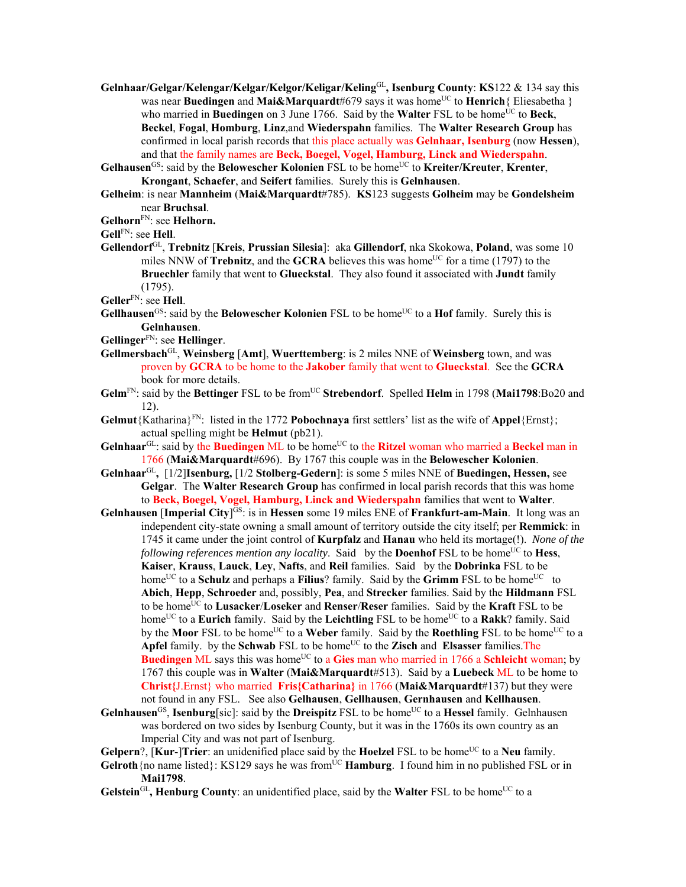**Gelnhaar/Gelgar/Kelengar/Kelgar/Kelgor/Keligar/Keling**[GL]**, Isenburg County**: **KS**122 & 134 say this was near **Buedingen** and **Mai&Marquardt**#679 says it was home[UC] to **Henrich**{ Eliesabetha } who married in **Buedingen** on 3 June 1766. Said by the **Walter** FSL to be home[UC] to **Beck**, **Beckel**, **Fogal**, **Homburg**, **Linz**,and **Wiederspahn** families. The **Walter Research Group** has confirmed in local parish records that this place actually was **Gelnhaar, Isenburg** (now **Hessen**), and that the family names are **Beck, Boegel, Vogel, Hamburg, Linck and Wiederspahn**.

**Gelhausen**[GS]: said by the **Belowescher Kolonien** FSL to be home[UC] to **Kreiter/Kreuter**, **Krenter**, **Krongant**, **Schaefer**, and **Seifert** families. Surely this is **Gelnhausen**.

**Gelheim**: is near **Mannheim** (**Mai&Marquardt**#785). **KS**123 suggests **Golheim** may be **Gondelsheim** near **Bruchsal**.

**Gelhorn**[FN]: see **Helhorn.**

**Gell**[FN]: see **Hell**.

**Gellendorf**[GL], **Trebnitz** [**Kreis**, **Prussian Silesia**]: aka **Gillendorf**, nka Skokowa, **Poland**, was some 10 miles NNW of **Trebnitz**, and the **GCRA** believes this was home[UC] for a time (1797) to the **Bruechler** family that went to **Glueckstal**. They also found it associated with **Jundt** family (1795).

**Geller**[FN]: see **Hell**.

**Gellhausen**[GS]: said by the **Belowescher Kolonien** FSL to be home[UC] to a **Hof** family. Surely this is **Gelnhausen**.

**Gellinger**[FN]: see **Hellinger**.

**Gellmersbach**[GL], **Weinsberg** [**Amt**], **Wuerttemberg**: is 2 miles NNE of **Weinsberg** town, and was proven by **GCRA** to be home to the **Jakober** family that went to **Glueckstal**. See the **GCRA** book for more details.

**Gelm**[FN]: said by the **Bettinger** FSL to be from[UC] **Strebendorf**. Spelled **Helm** in 1798 (**Mai1798**:Bo20 and 12).

**Gelmut**{Katharina}[FN]: listed in the 1772 **Pobochnaya** first settlers' list as the wife of **Appel**{Ernst}; actual spelling might be **Helmut** (pb21).

**Gelnhaar**[GL]: said by the **Buedingen** ML to be home[UC] to the **Ritzel** woman who married a **Beckel** man in 1766 (**Mai&Marquardt**#696). By 1767 this couple was in the **Belowescher Kolonien**.

**Gelnhaar**[GL]**,** [1/2]**Isenburg,** [1/2 **Stolberg-Gedern**]: is some 5 miles NNE of **Buedingen, Hessen,** see **Gelgar**. The **Walter Research Group** has confirmed in local parish records that this was home to **Beck, Boegel, Vogel, Hamburg, Linck and Wiederspahn** families that went to **Walter**.

**Gelnhausen** [**Imperial City**][GS]: is in **Hessen** some 19 miles ENE of **Frankfurt-am-Main**. It long was an independent city-state owning a small amount of territory outside the city itself; per **Remmick**: in 1745 it came under the joint control of **Kurpfalz** and **Hanau** who held its mortage(!). *None of the following references mention any locality*. Said by the **Doenhof** FSL to be home[UC] to **Hess**, **Kaiser**, **Krauss**, **Lauck**, **Ley**, **Nafts**, and **Reil** families. Said by the **Dobrinka** FSL to be home[UC] to a **Schulz** and perhaps a **Filius**? family. Said by the **Grimm** FSL to be home[UC] to **Abich**, **Hepp**, **Schroeder** and, possibly, **Pea**, and **Strecker** families. Said by the **Hildmann** FSL to be home[UC] to **Lusacker**/**Loseker** and **Renser**/**Reser** families. Said by the **Kraft** FSL to be home[UC] to a **Eurich** family. Said by the **Leichtling** FSL to be home[UC] to a **Rakk**? family. Said by the **Moor** FSL to be home[UC] to a **Weber** family. Said by the **Roethling** FSL to be home[UC] to a **Apfel** family. by the **Schwab** FSL to be home[UC] to the **Zisch** and **Elsasser** families. The **Buedingen** ML says this was home[UC] to a **Gies** man who married in 1766 a **Schleicht** woman; by 1767 this couple was in **Walter** (**Mai&Marquardt**#513). Said by a **Luebeck** ML to be home to **Christ{**J.Ernst} who married **Fris{Catharina}** in 1766 (**Mai&Marquardt**#137) but they were not found in any FSL. See also **Gelhausen**, **Gellhausen**, **Gernhausen** and **Kellhausen**.

**Gelnhausen**[GS], **Isenburg**[sic]: said by the **Dreispitz** FSL to be home[UC] to a **Hessel** family. Gelnhausen was bordered on two sides by Isenburg County, but it was in the 1760s its own country as an Imperial City and was not part of Isenburg.

**Gelpern**?, [**Kur**-]**Trier**: an unidenified place said by the **Hoelzel** FSL to be home[UC] to a **Neu** family.

**Gelroth**{no name listed}: KS129 says he was from[UC] **Hamburg**. I found him in no published FSL or in **Mai1798**.

**Gelstein**[GL]**, Henburg County**: an unidentified place, said by the **Walter** FSL to be home[UC] to a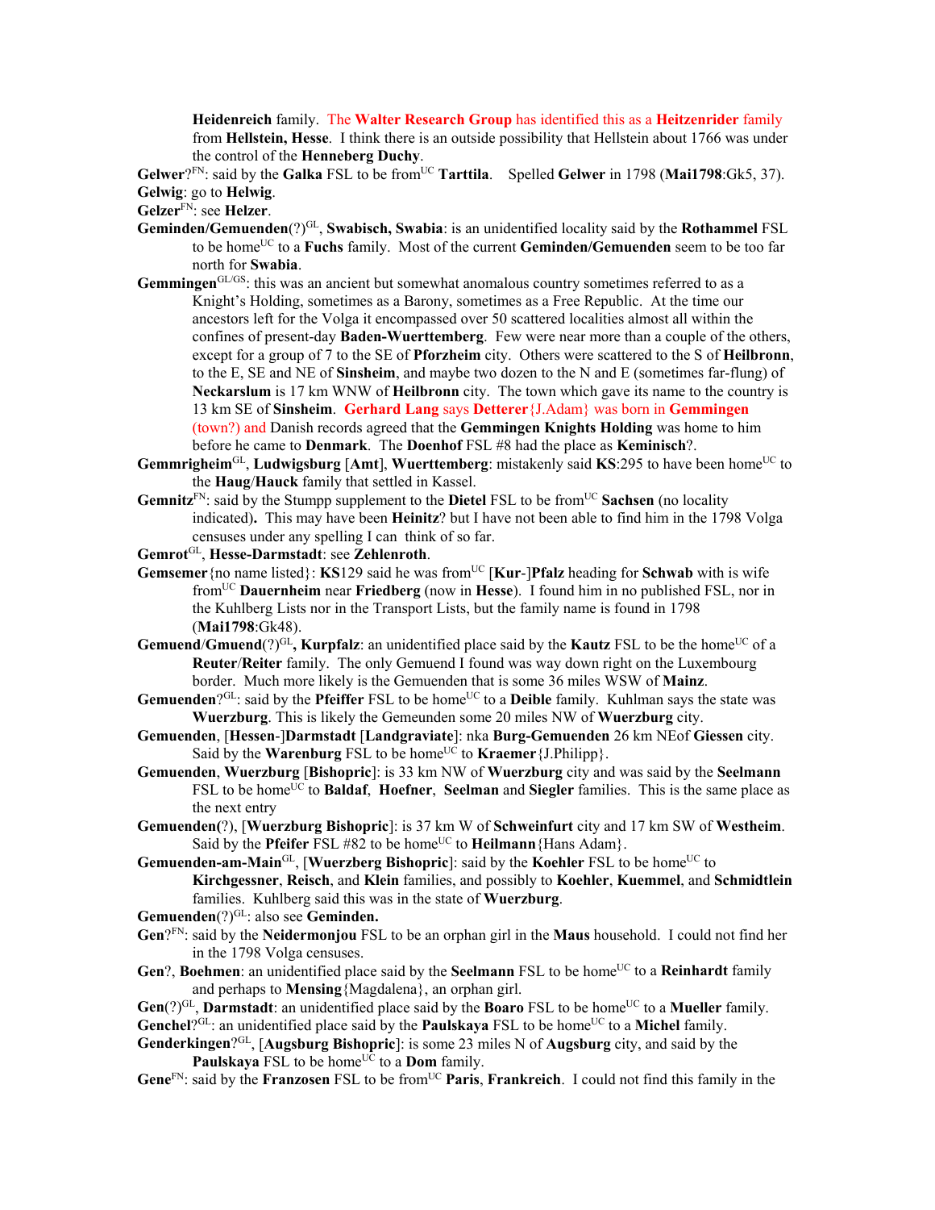**Heidenreich** family. The **Walter Research Group** has identified this as a **Heitzenrider** family from **Hellstein, Hesse**. I think there is an outside possibility that Hellstein about 1766 was under the control of the **Henneberg Duchy**.

**Gelwer**?[FN]: said by the **Galka** FSL to be from[UC] **Tarttila**. Spelled **Gelwer** in 1798 (**Mai1798**:Gk5, 37).

**Gelwig**: go to **Helwig**.

**Gelzer**[FN]: see **Helzer**.

**Geminden/Gemuenden**(?)[GL], **Swabisch, Swabia**: is an unidentified locality said by the **Rothammel** FSL to be home[UC] to a **Fuchs** family. Most of the current **Geminden/Gemuenden** seem to be too far north for **Swabia**.

**Gemmingen**[GL/GS]: this was an ancient but somewhat anomalous country sometimes referred to as a Knight's Holding, sometimes as a Barony, sometimes as a Free Republic. At the time our ancestors left for the Volga it encompassed over 50 scattered localities almost all within the confines of present-day **Baden-Wuerttemberg**. Few were near more than a couple of the others, except for a group of 7 to the SE of **Pforzheim** city. Others were scattered to the S of **Heilbronn**, to the E, SE and NE of **Sinsheim**, and maybe two dozen to the N and E (sometimes far-flung) of **Neckarslum** is 17 km WNW of **Heilbronn** city. The town which gave its name to the country is 13 km SE of **Sinsheim**. **Gerhard Lang** says **Detterer**{J.Adam} was born in **Gemmingen** (town?) and Danish records agreed that the **Gemmingen Knights Holding** was home to him before he came to **Denmark**. The **Doenhof** FSL #8 had the place as **Keminisch**?.

**Gemmrigheim**[GL], **Ludwigsburg** [**Amt**], **Wuerttemberg**: mistakenly said **KS**:295 to have been home[UC] to the **Haug**/**Hauck** family that settled in Kassel.

**Gemnitz**[FN]: said by the Stumpp supplement to the **Dietel** FSL to be from[UC] **Sachsen** (no locality indicated)**.** This may have been **Heinitz**? but I have not been able to find him in the 1798 Volga censuses under any spelling I can think of so far.

**Gemrot**[GL], **Hesse-Darmstadt**: see **Zehlenroth**.

**Gemsemer**{no name listed}: **KS**129 said he was from[UC] [**Kur**-]**Pfalz** heading for **Schwab** with is wife from[UC] **Dauernheim** near **Friedberg** (now in **Hesse**). I found him in no published FSL, nor in the Kuhlberg Lists nor in the Transport Lists, but the family name is found in 1798 (**Mai1798**:Gk48).

**Gemuend**/**Gmuend**(?)[GL]**, Kurpfalz**: an unidentified place said by the **Kautz** FSL to be the home[UC] of a **Reuter**/**Reiter** family. The only Gemuend I found was way down right on the Luxembourg border. Much more likely is the Gemuenden that is some 36 miles WSW of **Mainz**.

**Gemuenden**?[GL]: said by the **Pfeiffer** FSL to be home[UC] to a **Deible** family. Kuhlman says the state was **Wuerzburg**. This is likely the Gemeunden some 20 miles NW of **Wuerzburg** city.

**Gemuenden**, [**Hessen**-]**Darmstadt** [**Landgraviate**]: nka **Burg-Gemuenden** 26 km NEof **Giessen** city. Said by the **Warenburg** FSL to be home[UC] to **Kraemer**{J.Philipp}.

**Gemuenden**, **Wuerzburg** [**Bishopric**]: is 33 km NW of **Wuerzburg** city and was said by the **Seelmann** FSL to be home[UC] to **Baldaf**, **Hoefner**, **Seelman** and **Siegler** families. This is the same place as the next entry

**Gemuenden(**?), [**Wuerzburg Bishopric**]: is 37 km W of **Schweinfurt** city and 17 km SW of **Westheim**. Said by the **Pfeifer** FSL #82 to be home[UC] to **Heilmann**{Hans Adam}.

**Gemuenden-am-Main**[GL], [**Wuerzberg Bishopric**]: said by the **Koehler** FSL to be home[UC] to **Kirchgessner**, **Reisch**, and **Klein** families, and possibly to **Koehler**, **Kuemmel**, and **Schmidtlein** families. Kuhlberg said this was in the state of **Wuerzburg**.

**Gemuenden**(?)[GL]: also see **Geminden.**

**Gen**?[FN]: said by the **Neidermonjou** FSL to be an orphan girl in the **Maus** household. I could not find her in the 1798 Volga censuses.

**Gen**?, **Boehmen**: an unidentified place said by the **Seelmann** FSL to be home[UC] to a **Reinhardt** family and perhaps to **Mensing**{Magdalena}, an orphan girl.

**Gen**(?)[GL], **Darmstadt**: an unidentified place said by the **Boaro** FSL to be home[UC] to a **Mueller** family.

**Genchel**?[GL]: an unidentified place said by the **Paulskaya** FSL to be home[UC] to a **Michel** family.

**Genderkingen**?[GL], [**Augsburg Bishopric**]: is some 23 miles N of **Augsburg** city, and said by the **Paulskaya** FSL to be home[UC] to a **Dom** family.

**Gene**[FN]: said by the **Franzosen** FSL to be from[UC] **Paris**, **Frankreich**. I could not find this family in the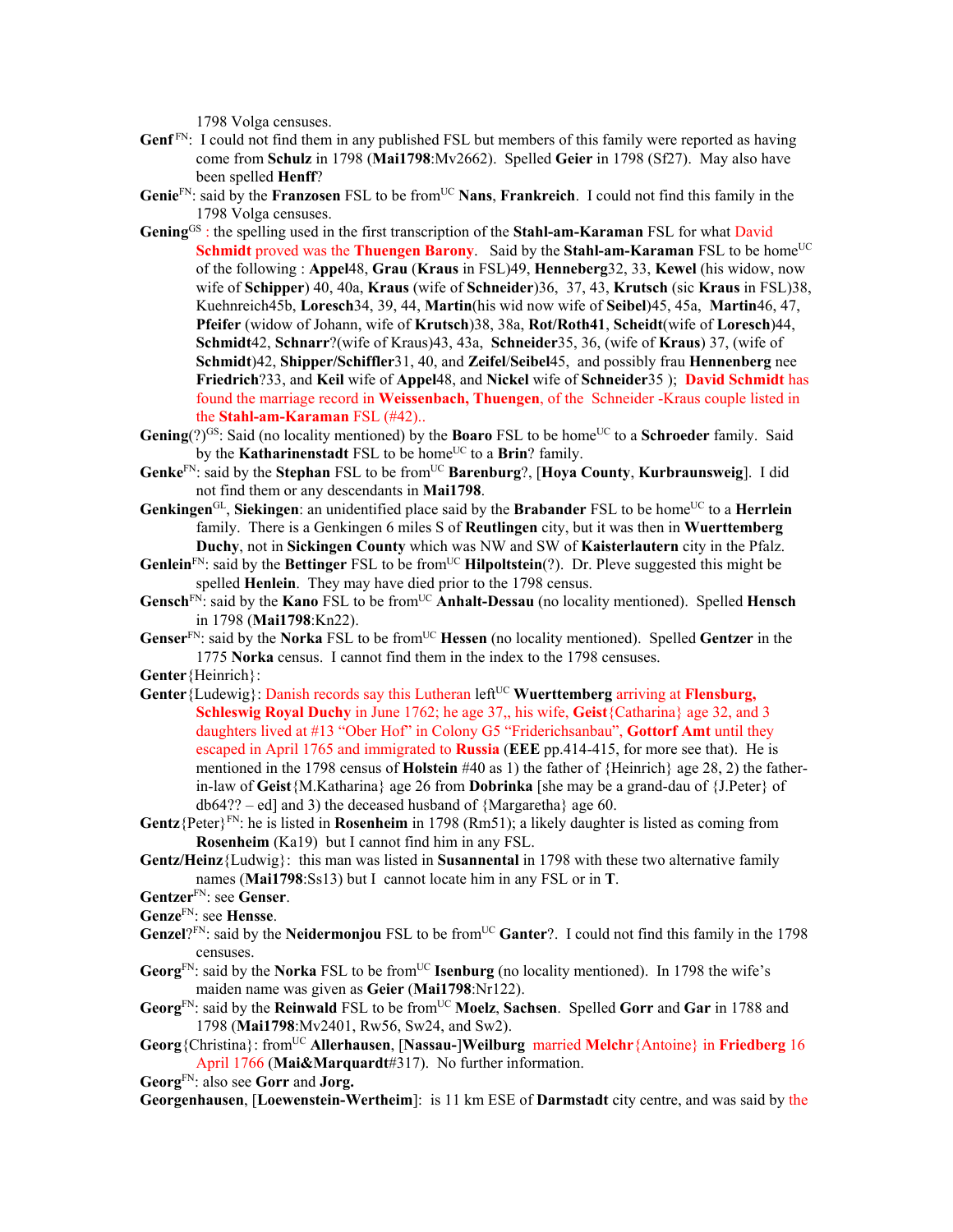1798 Volga censuses.

**Genf** FN: I could not find them in any published FSL but members of this family were reported as having come from **Schulz** in 1798 (**Mai1798**:Mv2662). Spelled **Geier** in 1798 (Sf27). May also have been spelled **Henff**?

**Genie** FN: said by the **Franzosen** FSL to be from UC **Nans**, **Frankreich**. I could not find this family in the 1798 Volga censuses.

**Gening** GS : the spelling used in the first transcription of the **Stahl-am-Karaman** FSL for what David **Schmidt** proved was the **Thuengen Barony**. Said by the **Stahl-am-Karaman** FSL to be home UC of the following : **Appel**48, **Grau** (**Kraus** in FSL)49, **Henneberg**32, 33, **Kewel** (his widow, now wife of **Schipper**) 40, 40a, **Kraus** (wife of **Schneider**)36, 37, 43, **Krutsch** (sic **Kraus** in FSL)38, Kuehnreich45b, **Loresch**34, 39, 44, **Martin**(his wid now wife of **Seibel**)45, 45a, **Martin**46, 47, **Pfeifer** (widow of Johann, wife of **Krutsch**)38, 38a, **Rot/Roth41**, **Scheidt**(wife of **Loresch**)44, **Schmidt**42, **Schnarr**?(wife of Kraus)43, 43a, **Schneider**35, 36, (wife of **Kraus**) 37, (wife of **Schmidt**)42, **Shipper/Schiffler**31, 40, and **Zeifel/Seibel**45, and possibly frau **Hennenberg** nee **Friedrich**?33, and **Keil** wife of **Appel**48, and **Nickel** wife of **Schneider**35 ); **David Schmidt** has found the marriage record in **Weissenbach, Thuengen**, of the Schneider -Kraus couple listed in the **Stahl-am-Karaman** FSL (#42)..

**Gening**(?) GS: Said (no locality mentioned) by the **Boaro** FSL to be home UC to a **Schroeder** family. Said by the **Katharinenstadt** FSL to be home UC to a **Brin**? family.

**Genke** FN: said by the **Stephan** FSL to be from UC **Barenburg**?, [**Hoya County**, **Kurbraunsweig**]. I did not find them or any descendants in **Mai1798**.

**Genkingen** GL, **Siekingen**: an unidentified place said by the **Brabander** FSL to be home UC to a **Herrlein** family. There is a Genkingen 6 miles S of **Reutlingen** city, but it was then in **Wuerttemberg Duchy**, not in **Sickingen County** which was NW and SW of **Kaisterlautern** city in the Pfalz.

**Genlein** FN: said by the **Bettinger** FSL to be from UC **Hilpoltstein**(?). Dr. Pleve suggested this might be spelled **Henlein**. They may have died prior to the 1798 census.

**Gensch** FN: said by the **Kano** FSL to be from UC **Anhalt-Dessau** (no locality mentioned). Spelled **Hensch** in 1798 (**Mai1798**:Kn22).

**Genser** FN: said by the **Norka** FSL to be from UC **Hessen** (no locality mentioned). Spelled **Gentzer** in the 1775 **Norka** census. I cannot find them in the index to the 1798 censuses.

**Genter**{Heinrich}:

**Genter**{Ludewig}: Danish records say this Lutheran left UC **Wuerttemberg** arriving at **Flensburg, Schleswig Royal Duchy** in June 1762; he age 37,, his wife, **Geist**{Catharina} age 32, and 3 daughters lived at #13 "Ober Hof" in Colony G5 "Friderichsanbau", **Gottorf Amt** until they escaped in April 1765 and immigrated to **Russia** (**EEE** pp.414-415, for more see that). He is mentioned in the 1798 census of **Holstein** #40 as 1) the father of {Heinrich} age 28, 2) the father-in-law of **Geist**{M.Katharina} age 26 from **Dobrinka** [she may be a grand-dau of {J.Peter} of db64?? – ed] and 3) the deceased husband of {Margaretha} age 60.

**Gentz**{Peter} FN: he is listed in **Rosenheim** in 1798 (Rm51); a likely daughter is listed as coming from **Rosenheim** (Ka19) but I cannot find him in any FSL.

**Gentz/Heinz**{Ludwig}: this man was listed in **Susannental** in 1798 with these two alternative family names (**Mai1798**:Ss13) but I cannot locate him in any FSL or in **T**.

**Gentzer** FN: see **Genser**.

**Genze** FN: see **Hensse**.

**Genzel**? FN: said by the **Neidermonjou** FSL to be from UC **Ganter**?. I could not find this family in the 1798 censuses.

**Georg** FN: said by the **Norka** FSL to be from UC **Isenburg** (no locality mentioned). In 1798 the wife's maiden name was given as **Geier** (**Mai1798**:Nr122).

**Georg** FN: said by the **Reinwald** FSL to be from UC **Moelz**, **Sachsen**. Spelled **Gorr** and **Gar** in 1788 and 1798 (**Mai1798**:Mv2401, Rw56, Sw24, and Sw2).

**Georg**{Christina}: from UC **Allerhausen**, [**Nassau-**]**Weilburg** married **Melchr**{Antoine} in **Friedberg** 16 April 1766 (**Mai&Marquardt**#317). No further information.

**Georg** FN: also see **Gorr** and **Jorg.**

**Georgenhausen**, [**Loewenstein-Wertheim**]: is 11 km ESE of **Darmstadt** city centre, and was said by the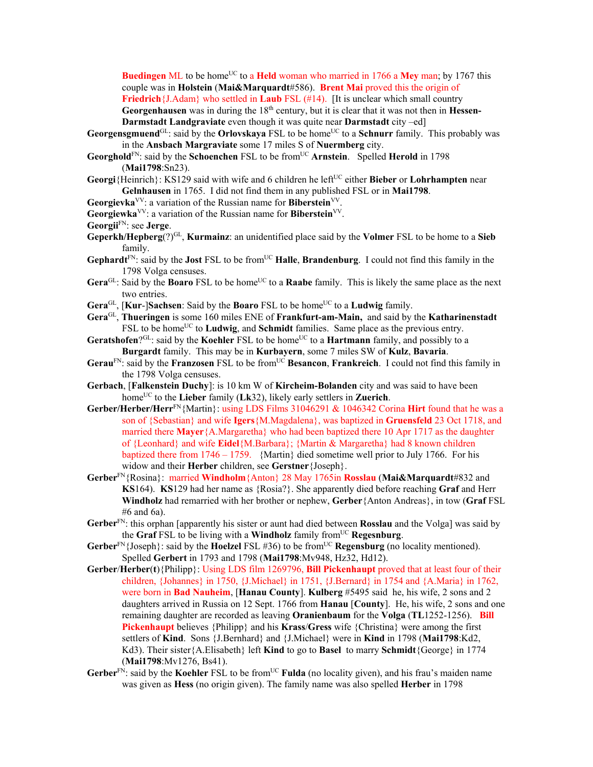**Buedingen** ML to be home[UC] to a **Held** woman who married in 1766 a **Mey** man; by 1767 this couple was in **Holstein** (**Mai&Marquardt**#586). **Brent Mai** proved this the origin of **Friedrich**{J.Adam} who settled in **Laub** FSL (#14). [It is unclear which small country **Georgenhausen** was in during the 18th century, but it is clear that it was not then in **Hessen-Darmstadt Landgraviate** even though it was quite near **Darmstadt** city –ed]

**Georgensgmuend**[GL]: said by the **Orlovskaya** FSL to be home[UC] to a **Schnurr** family. This probably was in the **Ansbach Margraviate** some 17 miles S of **Nuermberg** city.

**Georghold**[FN]: said by the **Schoenchen** FSL to be from[UC] **Arnstein**. Spelled **Herold** in 1798 (**Mai1798**:Sn23).

**Georgi**{Heinrich}: KS129 said with wife and 6 children he left[UC] either **Bieber** or **Lohrhampten** near **Gelnhausen** in 1765. I did not find them in any published FSL or in **Mai1798**.

**Georgievka**[VV]: a variation of the Russian name for **Biberstein**[VV].

**Georgiewka**[VV]: a variation of the Russian name for **Biberstein**[VV].

**Georgii**[FN]: see **Jerge**.

**Geperkh/Hepberg**(?)[GL], **Kurmainz**: an unidentified place said by the **Volmer** FSL to be home to a **Sieb** family.

**Gephardt**[FN]: said by the **Jost** FSL to be from[UC] **Halle**, **Brandenburg**. I could not find this family in the 1798 Volga censuses.

**Gera**[GL]: Said by the **Boaro** FSL to be home[UC] to a **Raabe** family. This is likely the same place as the next two entries.

**Gera**[GL], [**Kur**-]**Sachsen**: Said by the **Boaro** FSL to be home[UC] to a **Ludwig** family.

**Gera**[GL], **Thueringen** is some 160 miles ENE of **Frankfurt-am-Main,** and said by the **Katharinenstadt** FSL to be home[UC] to **Ludwig**, and **Schmidt** families. Same place as the previous entry.

**Geratshofen**?[GL]: said by the **Koehler** FSL to be home[UC] to a **Hartmann** family, and possibly to a **Burgardt** family. This may be in **Kurbayern**, some 7 miles SW of **Kulz**, **Bavaria**.

**Gerau**[FN]: said by the **Franzosen** FSL to be from[UC] **Besancon**, **Frankreich**. I could not find this family in the 1798 Volga censuses.

**Gerbach**, [**Falkenstein Duchy**]: is 10 km W of **Kircheim-Bolanden** city and was said to have been home[UC] to the **Lieber** family (**Lk**32), likely early settlers in **Zuerich**.

**Gerber/Herber/Herr**[FN]{Martin}: using LDS Films 31046291 & 1046342 Corina **Hirt** found that he was a son of {Sebastian} and wife **Igers**{M.Magdalena}, was baptized in **Gruensfeld** 23 Oct 1718, and married there **Mayer**{A.Margaretha} who had been baptized there 10 Apr 1717 as the daughter of {Leonhard} and wife **Eidel**{M.Barbara}; {Martin & Margaretha} had 8 known children baptized there from 1746 – 1759. {Martin} died sometime well prior to July 1766. For his widow and their **Herber** children, see **Gerstner**{Joseph}.

**Gerber**[FN]{Rosina}: married **Windholm**{Anton} 28 May 1765in **Rosslau** (**Mai&Marquardt**#832 and **KS**164). **KS**129 had her name as {Rosia?}. She apparently died before reaching **Graf** and Herr **Windholz** had remarried with her brother or nephew, **Gerber**{Anton Andreas}, in tow (**Graf** FSL #6 and 6a).

**Gerber**[FN]: this orphan [apparently his sister or aunt had died between **Rosslau** and the Volga] was said by the **Graf** FSL to be living with a **Windholz** family from[UC] **Regesnburg**.

**Gerber**[FN]{Joseph}: said by the **Hoelzel** FSL #36) to be from[UC] **Regensburg** (no locality mentioned). Spelled **Gerbert** in 1793 and 1798 (**Mai1798**:Mv948, Hz32, Hd12).

**Gerber**/**Herber**(**t**){Philipp}: Using LDS film 1269796, **Bill Pickenhaupt** proved that at least four of their children, {Johannes} in 1750, {J.Michael} in 1751, {J.Bernard} in 1754 and {A.Maria} in 1762, were born in **Bad Nauheim**, [**Hanau County**]. **Kulberg** #5495 said he, his wife, 2 sons and 2 daughters arrived in Russia on 12 Sept. 1766 from **Hanau** [**County**]. He, his wife, 2 sons and one remaining daughter are recorded as leaving **Oranienbaum** for the **Volga** (**TL**1252-1256). **Bill Pickenhaupt** believes {Philipp} and his **Krass**/**Gress** wife {Christina} were among the first settlers of **Kind**. Sons {J.Bernhard} and {J.Michael} were in **Kind** in 1798 (**Mai1798**:Kd2, Kd3). Their sister{A.Elisabeth} left **Kind** to go to **Basel** to marry **Schmidt**{George} in 1774 (**Mai1798**:Mv1276, Bs41).

**Gerber**[FN]: said by the **Koehler** FSL to be from[UC] **Fulda** (no locality given), and his frau's maiden name was given as **Hess** (no origin given). The family name was also spelled **Herber** in 1798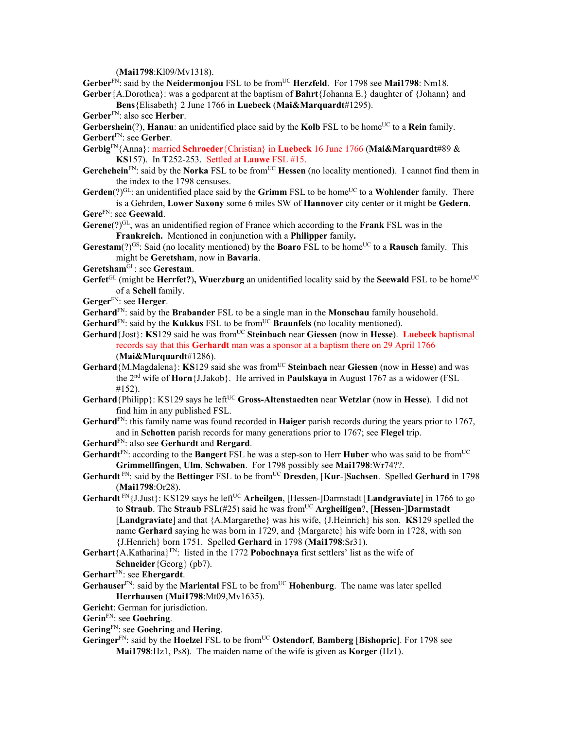(**Mai1798**:Kl09/Mv1318).

**Gerber**[FN]: said by the **Neidermonjou** FSL to be from[UC] **Herzfeld**. For 1798 see **Mai1798**: Nm18.

**Gerber**{A.Dorothea}: was a godparent at the baptism of **Bahrt**{Johanna E.} daughter of {Johann} and **Bens**{Elisabeth} 2 June 1766 in **Luebeck** (**Mai&Marquardt**#1295).

**Gerber**[FN]: also see **Herber**.

**Gerbershein**(?), **Hanau**: an unidentified place said by the **Kolb** FSL to be home[UC] to a **Rein** family.

**Gerbert**[FN]: see **Gerber**.

**Gerbig**[FN]{Anna}: married **Schroeder**{Christian} in **Luebeck** 16 June 1766 (**Mai&Marquardt**#89 & **KS**157). In **T**252-253. Settled at **Lauwe** FSL #15.

**Gerchehein**[FN]: said by the **Norka** FSL to be from[UC] **Hessen** (no locality mentioned). I cannot find them in the index to the 1798 censuses.

**Gerden**(?)[GL]: an unidentified place said by the **Grimm** FSL to be home[UC] to a **Wohlender** family. There is a Gehrden, **Lower Saxony** some 6 miles SW of **Hannover** city center or it might be **Gedern**.

**Gere**[FN]: see **Geewald**.

**Gerene**(?)[GL], was an unidentified region of France which according to the **Frank** FSL was in the **Frankreich.** Mentioned in conjunction with a **Philipper** family**.**

**Gerestam**(?)[GS]: Said (no locality mentioned) by the **Boaro** FSL to be home[UC] to a **Rausch** family. This might be **Geretsham**, now in **Bavaria**.

**Geretsham**[GL]: see **Gerestam**.

**Gerfet**[GL] (might be **Herrfet?), Wuerzburg** an unidentified locality said by the **Seewald** FSL to be home[UC] of a **Schell** family.

**Gerger**[FN]: see **Herger**.

**Gerhard**[FN]: said by the **Brabander** FSL to be a single man in the **Monschau** family household.

**Gerhard**[FN]: said by the **Kukkus** FSL to be from[UC] **Braunfels** (no locality mentioned).

**Gerhard**{Jost}: **KS**129 said he was from[UC] **Steinbach** near **Giessen** (now in **Hesse**). **Luebeck** baptismal records say that this **Gerhardt** man was a sponsor at a baptism there on 29 April 1766 (**Mai&Marquardt**#1286).

**Gerhard**{M.Magdalena}: **KS**129 said she was from[UC] **Steinbach** near **Giessen** (now in **Hesse**) and was the 2[nd] wife of **Horn**{J.Jakob}. He arrived in **Paulskaya** in August 1767 as a widower (FSL #152).

**Gerhard**{Philipp}: KS129 says he left[UC] **Gross-Altenstaedten** near **Wetzlar** (now in **Hesse**). I did not find him in any published FSL.

**Gerhard**[FN]: this family name was found recorded in **Haiger** parish records during the years prior to 1767, and in **Schotten** parish records for many generations prior to 1767; see **Flegel** trip.

**Gerhard**[FN]: also see **Gerhardt** and **Rergard**.

**Gerhardt**[FN]: according to the **Bangert** FSL he was a step-son to Herr **Huber** who was said to be from[UC] **Grimmellfingen**, **Ulm**, **Schwaben**. For 1798 possibly see **Mai1798**:Wr74??.

**Gerhardt** [FN]: said by the **Bettinger** FSL to be from[UC] **Dresden**, [**Kur**-]**Sachsen**. Spelled **Gerhard** in 1798 (**Mai1798**:Or28).

**Gerhardt** [FN]{J.Just}: KS129 says he left[UC] **Arheilgen**, [Hessen-]Darmstadt [**Landgraviate**] in 1766 to go to **Straub**. The **Straub** FSL(#25) said he was from[UC] **Argheiligen**?, [**Hessen**-]**Darmstadt** [**Landgraviate**] and that {A.Margarethe} was his wife, {J.Heinrich} his son. **KS**129 spelled the name **Gerhard** saying he was born in 1729, and {Margarete} his wife born in 1728, with son {J.Henrich} born 1751. Spelled **Gerhard** in 1798 (**Mai1798**:Sr31).

**Gerhart**{A.Katharina}[FN]: listed in the 1772 **Pobochnaya** first settlers' list as the wife of **Schneider**{Georg} (pb7).

**Gerhart**[FN]: see **Ehergardt**.

**Gerhauser**[FN]: said by the **Mariental** FSL to be from[UC] **Hohenburg**. The name was later spelled **Herrhausen** (**Mai1798**:Mt09,Mv1635).

**Gericht**: German for jurisdiction.

**Gerin**[FN]: see **Goehring**.

**Gering**[FN]: see **Goehring** and **Hering**.

**Geringer**[FN]: said by the **Hoelzel** FSL to be from[UC] **Ostendorf**, **Bamberg** [**Bishopric**]. For 1798 see **Mai1798**:Hz1, Ps8). The maiden name of the wife is given as **Korger** (Hz1).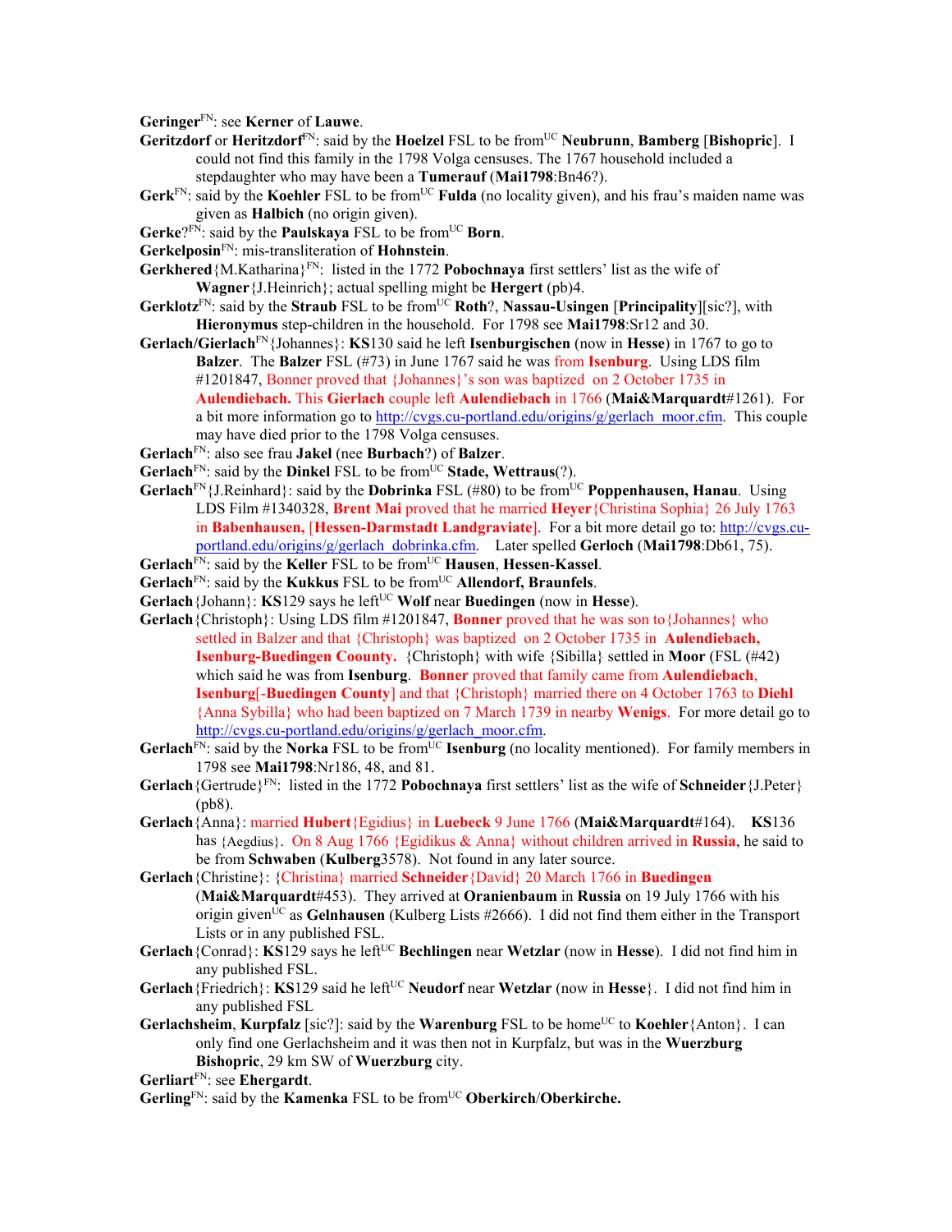**Geringer**[FN]: see **Kerner** of **Lauwe**.

**Geritzdorf** or **Heritzdorf**[FN]: said by the **Hoelzel** FSL to be from[UC] **Neubrunn**, **Bamberg** [**Bishopric**]. I could not find this family in the 1798 Volga censuses. The 1767 household included a stepdaughter who may have been a **Tumerauf** (**Mai1798**:Bn46?).

**Gerk**[FN]: said by the **Koehler** FSL to be from[UC] **Fulda** (no locality given), and his frau's maiden name was given as **Halbich** (no origin given).

**Gerke**?[FN]: said by the **Paulskaya** FSL to be from[UC] **Born**.

**Gerkelposin**[FN]: mis-transliteration of **Hohnstein**.

**Gerkhered**{M.Katharina}[FN]: listed in the 1772 **Pobochnaya** first settlers' list as the wife of **Wagner**{J.Heinrich}; actual spelling might be **Hergert** (pb)4.

**Gerklotz**[FN]: said by the **Straub** FSL to be from[UC] **Roth**?, **Nassau-Usingen** [**Principality**][sic?], with **Hieronymus** step-children in the household. For 1798 see **Mai1798**:Sr12 and 30.

**Gerlach/Gierlach**[FN]{Johannes}: **KS**130 said he left **Isenburgischen** (now in **Hesse**) in 1767 to go to **Balzer**. The **Balzer** FSL (#73) in June 1767 said he was from **Isenburg**. Using LDS film #1201847, Bonner proved that {Johannes}'s son was baptized on 2 October 1735 in **Aulendiebach.** This **Gierlach** couple left **Aulendiebach** in 1766 (**Mai&Marquardt**#1261). For a bit more information go to http://cvgs.cu-portland.edu/origins/g/gerlach_moor.cfm. This couple may have died prior to the 1798 Volga censuses.

**Gerlach**[FN]: also see frau **Jakel** (nee **Burbach**?) of **Balzer**.

**Gerlach**[FN]: said by the **Dinkel** FSL to be from[UC] **Stade, Wettraus**(?).

**Gerlach**[FN]{J.Reinhard}: said by the **Dobrinka** FSL (#80) to be from[UC] **Poppenhausen, Hanau**. Using LDS Film #1340328, **Brent Mai** proved that he married **Heyer**{Christina Sophia} 26 July 1763 in **Babenhausen,** [**Hessen-Darmstadt Landgraviate**]. For a bit more detail go to: http://cvgs.cu-portland.edu/origins/g/gerlach_dobrinka.cfm. Later spelled **Gerloch** (**Mai1798**:Db61, 75).

**Gerlach**[FN]: said by the **Keller** FSL to be from[UC] **Hausen**, **Hessen**-**Kassel**.

**Gerlach**[FN]: said by the **Kukkus** FSL to be from[UC] **Allendorf, Braunfels**.

**Gerlach**{Johann}: **KS**129 says he left[UC] **Wolf** near **Buedingen** (now in **Hesse**).

**Gerlach**{Christoph}: Using LDS film #1201847, **Bonner** proved that he was son to{Johannes} who settled in Balzer and that {Christoph} was baptized on 2 October 1735 in **Aulendiebach, Isenburg-Buedingen Coounty.** {Christoph} with wife {Sibilla} settled in **Moor** (FSL (#42) which said he was from **Isenburg**. **Bonner** proved that family came from **Aulendiebach**, **Isenburg**[-**Buedingen County**] and that {Christoph} married there on 4 October 1763 to **Diehl** {Anna Sybilla} who had been baptized on 7 March 1739 in nearby **Wenigs**. For more detail go to http://cvgs.cu-portland.edu/origins/g/gerlach_moor.cfm.

**Gerlach**[FN]: said by the **Norka** FSL to be from[UC] **Isenburg** (no locality mentioned). For family members in 1798 see **Mai1798**:Nr186, 48, and 81.

**Gerlach**{Gertrude}[FN]: listed in the 1772 **Pobochnaya** first settlers' list as the wife of **Schneider**{J.Peter} (pb8).

**Gerlach**{Anna}: married **Hubert**{Egidius} in **Luebeck** 9 June 1766 (**Mai&Marquardt**#164). **KS**136 has {Aegdius}. On 8 Aug 1766 {Egidikus & Anna} without children arrived in **Russia**, he said to be from **Schwaben** (**Kulberg**3578). Not found in any later source.

**Gerlach**{Christine}: {Christina} married **Schneider**{David} 20 March 1766 in **Buedingen** (**Mai&Marquardt**#453). They arrived at **Oranienbaum** in **Russia** on 19 July 1766 with his origin given[UC] as **Gelnhausen** (Kulberg Lists #2666). I did not find them either in the Transport Lists or in any published FSL.

**Gerlach**{Conrad}: **KS**129 says he left[UC] **Bechlingen** near **Wetzlar** (now in **Hesse**). I did not find him in any published FSL.

**Gerlach**{Friedrich}: **KS**129 said he left[UC] **Neudorf** near **Wetzlar** (now in **Hesse**}. I did not find him in any published FSL

**Gerlachsheim**, **Kurpfalz** [sic?]: said by the **Warenburg** FSL to be home[UC] to **Koehler**{Anton}. I can only find one Gerlachsheim and it was then not in Kurpfalz, but was in the **Wuerzburg Bishopric**, 29 km SW of **Wuerzburg** city.

**Gerliart**[FN]: see **Ehergardt**.

**Gerling**[FN]: said by the **Kamenka** FSL to be from[UC] **Oberkirch**/**Oberkirche.**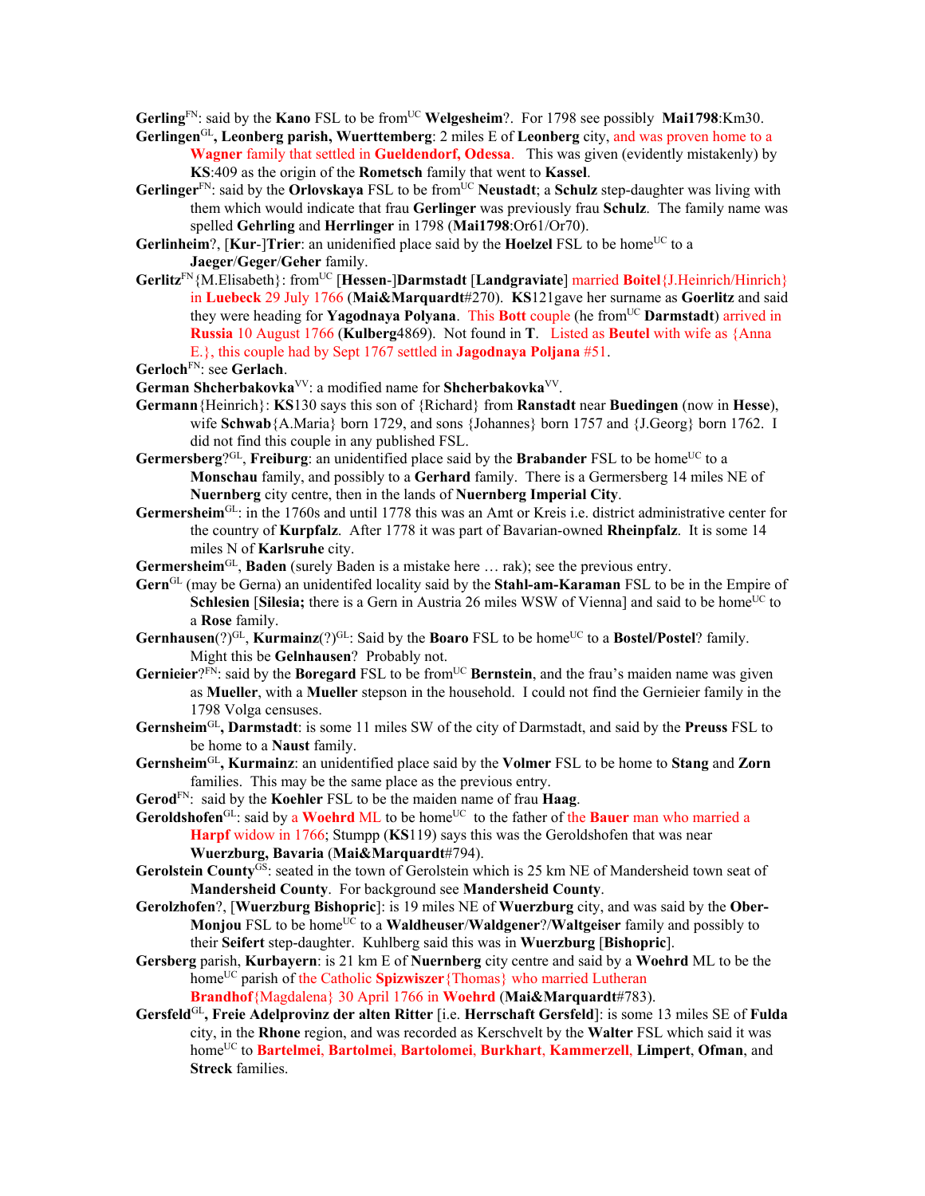**Gerling**[FN]: said by the **Kano** FSL to be from[UC] **Welgesheim**?. For 1798 see possibly **Mai1798**:Km30.

**Gerlingen**[GL]**, Leonberg parish, Wuerttemberg**: 2 miles E of **Leonberg** city, and was proven home to a **Wagner** family that settled in **Gueldendorf, Odessa**. This was given (evidently mistakenly) by **KS**:409 as the origin of the **Rometsch** family that went to **Kassel**.

**Gerlinger**[FN]: said by the **Orlovskaya** FSL to be from[UC] **Neustadt**; a **Schulz** step-daughter was living with them which would indicate that frau **Gerlinger** was previously frau **Schulz**. The family name was spelled **Gehrling** and **Herrlinger** in 1798 (**Mai1798**:Or61/Or70).

**Gerlinheim**?, [**Kur**-]**Trier**: an unidenified place said by the **Hoelzel** FSL to be home[UC] to a **Jaeger**/**Geger**/**Geher** family.

**Gerlitz**[FN]{M.Elisabeth}: from[UC] [**Hessen**-]**Darmstadt** [**Landgraviate**] married **Boitel**{J.Heinrich/Hinrich} in **Luebeck** 29 July 1766 (**Mai&Marquardt**#270). **KS**121gave her surname as **Goerlitz** and said they were heading for **Yagodnaya Polyana**. This **Bott** couple (he from[UC] **Darmstadt**) arrived in **Russia** 10 August 1766 (**Kulberg**4869). Not found in **T**. Listed as **Beutel** with wife as {Anna E.}, this couple had by Sept 1767 settled in **Jagodnaya Poljana** #51.

**Gerloch**[FN]: see **Gerlach**.

**German Shcherbakovka**[VV]: a modified name for **Shcherbakovka**[VV].

**Germann**{Heinrich}: **KS**130 says this son of {Richard} from **Ranstadt** near **Buedingen** (now in **Hesse**), wife **Schwab**{A.Maria} born 1729, and sons {Johannes} born 1757 and {J.Georg} born 1762. I did not find this couple in any published FSL.

**Germersberg**?[GL]**, Freiburg**: an unidentified place said by the **Brabander** FSL to be home[UC] to a **Monschau** family, and possibly to a **Gerhard** family. There is a Germersberg 14 miles NE of **Nuernberg** city centre, then in the lands of **Nuernberg Imperial City**.

**Germersheim**[GL]: in the 1760s and until 1778 this was an Amt or Kreis i.e. district administrative center for the country of **Kurpfalz**. After 1778 it was part of Bavarian-owned **Rheinpfalz**. It is some 14 miles N of **Karlsruhe** city.

**Germersheim**[GL], **Baden** (surely Baden is a mistake here … rak); see the previous entry.

**Gern**[GL] (may be Gerna) an unidentifed locality said by the **Stahl-am-Karaman** FSL to be in the Empire of **Schlesien** [**Silesia**; there is a Gern in Austria 26 miles WSW of Vienna] and said to be home[UC] to a **Rose** family.

**Gernhausen**(?)[GL], **Kurmainz**(?)[GL]: Said by the **Boaro** FSL to be home[UC] to a **Bostel/Postel**? family. Might this be **Gelnhausen**? Probably not.

**Gernieier**?[FN]: said by the **Boregard** FSL to be from[UC] **Bernstein**, and the frau's maiden name was given as **Mueller**, with a **Mueller** stepson in the household. I could not find the Gernieier family in the 1798 Volga censuses.

**Gernsheim**[GL]**, Darmstadt**: is some 11 miles SW of the city of Darmstadt, and said by the **Preuss** FSL to be home to a **Naust** family.

**Gernsheim**[GL]**, Kurmainz**: an unidentified place said by the **Volmer** FSL to be home to **Stang** and **Zorn** families. This may be the same place as the previous entry.

**Gerod**[FN]: said by the **Koehler** FSL to be the maiden name of frau **Haag**.

**Geroldshofen**[GL]: said by a **Woehrd** ML to be home[UC] to the father of the **Bauer** man who married a **Harpf** widow in 1766; Stumpp (**KS**119) says this was the Geroldshofen that was near **Wuerzburg, Bavaria** (**Mai&Marquardt**#794).

**Gerolstein County**[GS]: seated in the town of Gerolstein which is 25 km NE of Mandersheid town seat of **Mandersheid County**. For background see **Mandersheid County**.

**Gerolzhofen**?, [**Wuerzburg Bishopric**]: is 19 miles NE of **Wuerzburg** city, and was said by the **Ober-Monjou** FSL to be home[UC] to a **Waldheuser**/**Waldgener**?/**Waltgeiser** family and possibly to their **Seifert** step-daughter. Kuhlberg said this was in **Wuerzburg** [**Bishopric**].

**Gersberg** parish, **Kurbayern**: is 21 km E of **Nuernberg** city centre and said by a **Woehrd** ML to be the home[UC] parish of the Catholic **Spizwiszer**{Thomas} who married Lutheran **Brandhof**{Magdalena} 30 April 1766 in **Woehrd** (**Mai&Marquardt**#783).

**Gersfeld**[GL]**, Freie Adelprovinz der alten Ritter** [i.e. **Herrschaft Gersfeld**]: is some 13 miles SE of **Fulda** city, in the **Rhone** region, and was recorded as Kerschvelt by the **Walter** FSL which said it was home[UC] to **Bartelmei**, **Bartolmei**, **Bartolomei**, **Burkhart**, **Kammerzell**, **Limpert**, **Ofman**, and **Streck** families.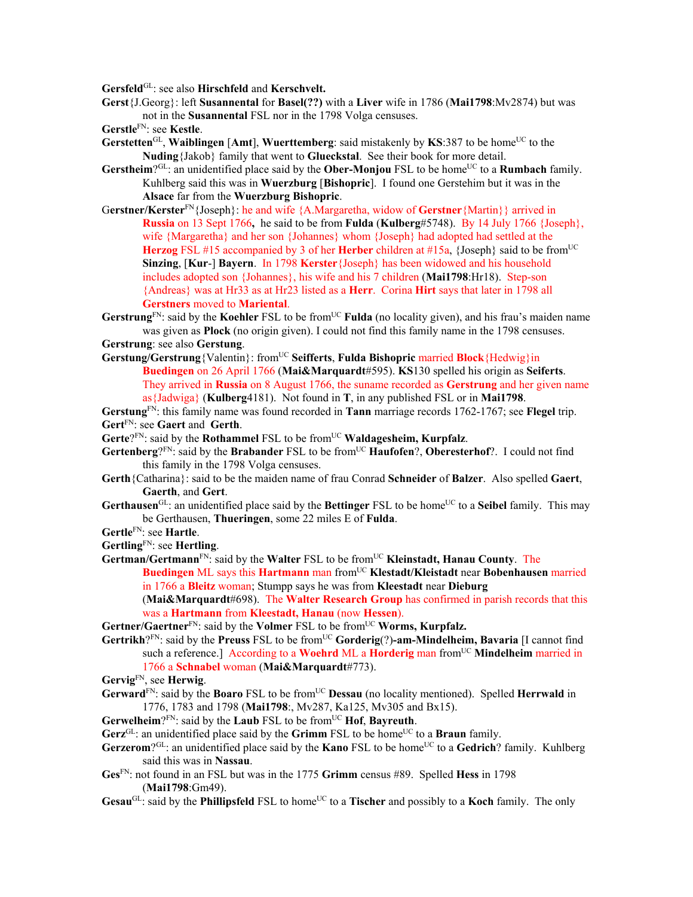**Gersfeld**[GL]: see also **Hirschfeld** and **Kerschvelt.**

**Gerst**{J.Georg}: left **Susannental** for **Basel(??)** with a **Liver** wife in 1786 (**Mai1798**:Mv2874) but was not in the **Susannental** FSL nor in the 1798 Volga censuses.

**Gerstle**[FN]: see **Kestle**.

**Gerstetten**[GL], **Waiblingen** [**Amt**], **Wuerttemberg**: said mistakenly by **KS**:387 to be home[UC] to the **Nuding**{Jakob} family that went to **Glueckstal**. See their book for more detail.

**Gerstheim**?[GL]: an unidentified place said by the **Ober-Monjou** FSL to be home[UC] to a **Rumbach** family. Kuhlberg said this was in **Wuerzburg** [**Bishopric**]. I found one Gerstehim but it was in the **Alsace** far from the **Wuerzburg Bishopric**.

**Gerstner/Kerster**[FN]{Joseph}: he and wife {A.Margaretha, widow of **Gerstner**{Martin}} arrived in **Russia** on 13 Sept 1766**,** he said to be from **Fulda** (**Kulberg**#5748). By 14 July 1766 {Joseph}, wife {Margaretha} and her son {Johannes} whom {Joseph} had adopted had settled at the **Herzog** FSL #15 accompanied by 3 of her **Herber** children at #15a, {Joseph} said to be from[UC] **Sinzing**, [**Kur**-] **Bayern**. In 1798 **Kerster**{Joseph} has been widowed and his household includes adopted son {Johannes}, his wife and his 7 children (**Mai1798**:Hr18). Step-son {Andreas} was at Hr33 as at Hr23 listed as a **Herr**. Corina **Hirt** says that later in 1798 all **Gerstners** moved to **Mariental**.

**Gerstrung**[FN]: said by the **Koehler** FSL to be from[UC] **Fulda** (no locality given), and his frau's maiden name was given as **Plock** (no origin given). I could not find this family name in the 1798 censuses.

**Gerstrung**: see also **Gerstung**.

**Gerstung/Gerstrung**{Valentin}: from[UC] **Seifferts**, **Fulda Bishopric** married **Block**{Hedwig}in **Buedingen** on 26 April 1766 (**Mai&Marquardt**#595). **KS**130 spelled his origin as **Seiferts**. They arrived in **Russia** on 8 August 1766, the suname recorded as **Gerstrung** and her given name as{Jadwiga} (**Kulberg**4181). Not found in **T**, in any published FSL or in **Mai1798**.

**Gerstung**[FN]: this family name was found recorded in **Tann** marriage records 1762-1767; see **Flegel** trip.

**Gert**[FN]: see **Gaert** and **Gerth**.

**Gerte**?[FN]: said by the **Rothammel** FSL to be from[UC] **Waldagesheim, Kurpfalz**.

**Gertenberg**?[FN]: said by the **Brabander** FSL to be from[UC] **Haufofen**?, **Oberesterhof**?. I could not find this family in the 1798 Volga censuses.

**Gerth**{Catharina}: said to be the maiden name of frau Conrad **Schneider** of **Balzer**. Also spelled **Gaert**, **Gaerth**, and **Gert**.

**Gerthausen**[GL]: an unidentified place said by the **Bettinger** FSL to be home[UC] to a **Seibel** family. This may be Gerthausen, **Thueringen**, some 22 miles E of **Fulda**.

**Gertle**[FN]: see **Hartle**.

**Gertling**[FN]: see **Hertling**.

**Gertman/Gertmann**[FN]: said by the **Walter** FSL to be from[UC] **Kleinstadt, Hanau County**. The **Buedingen** ML says this **Hartmann** man from[UC] **Klestadt/Kleistadt** near **Bobenhausen** married in 1766 a **Bleitz** woman; Stumpp says he was from **Kleestadt** near **Dieburg** (**Mai&Marquardt**#698). The **Walter Research Group** has confirmed in parish records that this was a **Hartmann** from **Kleestadt, Hanau** (now **Hessen**).

**Gertner/Gaertner**[FN]: said by the **Volmer** FSL to be from[UC] **Worms, Kurpfalz.**

**Gertrikh**?[FN]: said by the **Preuss** FSL to be from[UC] **Gorderig**(?)**-am-Mindelheim, Bavaria** [I cannot find such a reference.] According to a **Woehrd** ML a **Horderig** man from[UC] **Mindelheim** married in 1766 a **Schnabel** woman (**Mai&Marquardt**#773).

**Gervig**[FN], see **Herwig**.

**Gerward**[FN]: said by the **Boaro** FSL to be from[UC] **Dessau** (no locality mentioned). Spelled **Herrwald** in 1776, 1783 and 1798 (**Mai1798**:, Mv287, Ka125, Mv305 and Bx15).

**Gerwelheim**?[FN]: said by the **Laub** FSL to be from[UC] **Hof**, **Bayreuth**.

**Gerz**[GL]: an unidentified place said by the **Grimm** FSL to be home[UC] to a **Braun** family.

**Gerzerom**?[GL]: an unidentified place said by the **Kano** FSL to be home[UC] to a **Gedrich**? family. Kuhlberg said this was in **Nassau**.

**Ges**[FN]: not found in an FSL but was in the 1775 **Grimm** census #89. Spelled **Hess** in 1798 (**Mai1798**:Gm49).

**Gesau**[GL]: said by the **Phillipsfeld** FSL to home[UC] to a **Tischer** and possibly to a **Koch** family. The only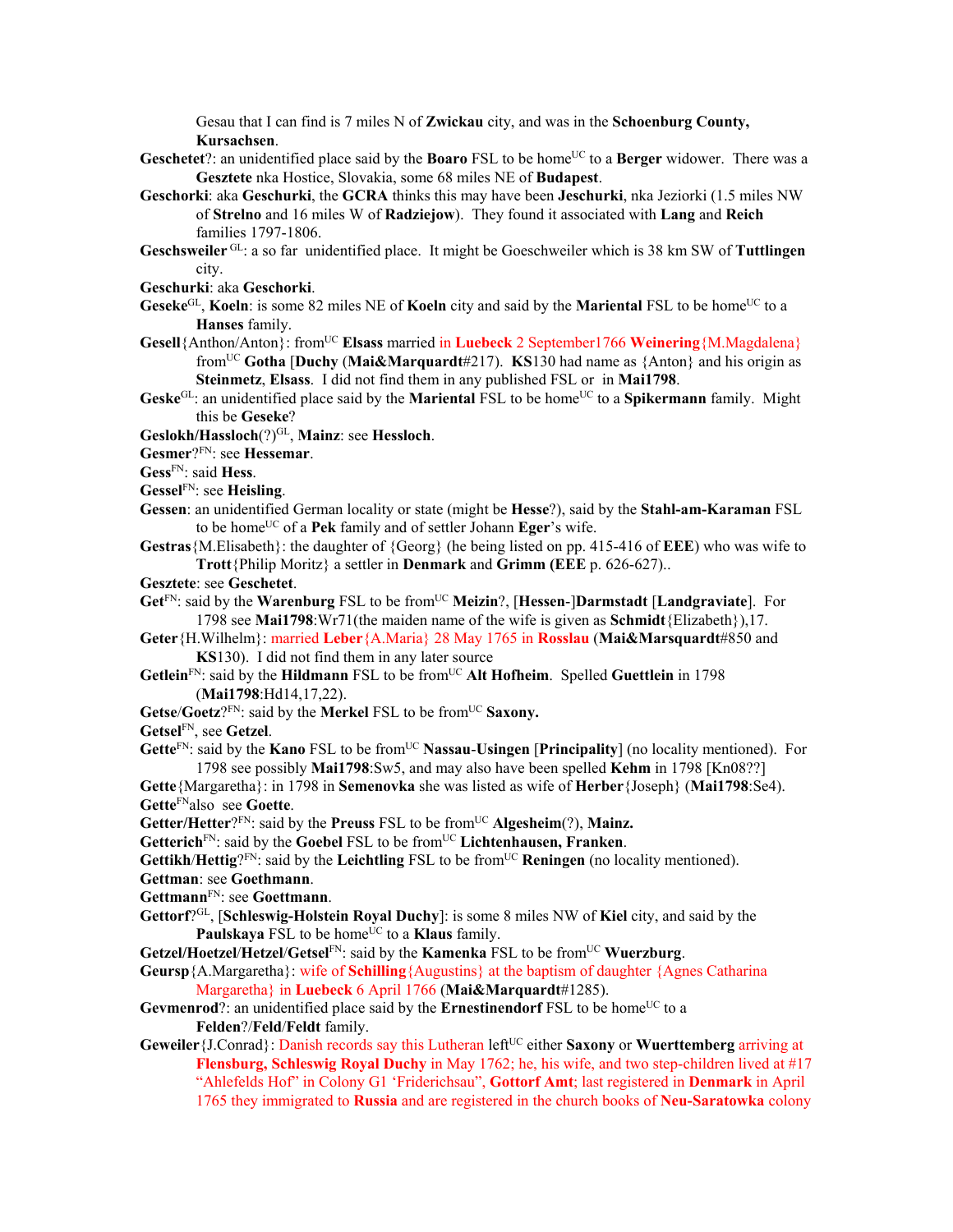Gesau that I can find is 7 miles N of **Zwickau** city, and was in the **Schoenburg County, Kursachsen**.

**Geschetet**?: an unidentified place said by the **Boaro** FSL to be home[UC] to a **Berger** widower. There was a **Gesztete** nka Hostice, Slovakia, some 68 miles NE of **Budapest**.

**Geschorki**: aka **Geschurki**, the **GCRA** thinks this may have been **Jeschurki**, nka Jeziorki (1.5 miles NW of **Strelno** and 16 miles W of **Radziejow**). They found it associated with **Lang** and **Reich** families 1797-1806.

**Geschsweiler** [GL]: a so far unidentified place. It might be Goeschweiler which is 38 km SW of **Tuttlingen** city.

**Geschurki**: aka **Geschorki**.

**Geseke**[GL], **Koeln**: is some 82 miles NE of **Koeln** city and said by the **Mariental** FSL to be home[UC] to a **Hanses** family.

**Gesell**{Anthon/Anton}: from[UC] **Elsass** married in **Luebeck** 2 September1766 **Weinering**{M.Magdalena} from[UC] **Gotha** [**Duchy** (**Mai&Marquardt**#217). **KS**130 had name as {Anton} and his origin as **Steinmetz**, **Elsass**. I did not find them in any published FSL or in **Mai1798**.

**Geske**[GL]: an unidentified place said by the **Mariental** FSL to be home[UC] to a **Spikermann** family. Might this be **Geseke**?

**Geslokh/Hassloch**(?)[GL], **Mainz**: see **Hessloch**.

**Gesmer**?[FN]: see **Hessemar**.

**Gess**[FN]: said **Hess**.

**Gessel**[FN]: see **Heisling**.

**Gessen**: an unidentified German locality or state (might be **Hesse**?), said by the **Stahl-am-Karaman** FSL to be home[UC] of a **Pek** family and of settler Johann **Eger**'s wife.

**Gestras**{M.Elisabeth}: the daughter of {Georg} (he being listed on pp. 415-416 of **EEE**) who was wife to **Trott**{Philip Moritz} a settler in **Denmark** and **Grimm** (**EEE** p. 626-627)..

**Gesztete**: see **Geschetet**.

**Get**[FN]: said by the **Warenburg** FSL to be from[UC] **Meizin**?, [**Hessen**-]**Darmstadt** [**Landgraviate**]. For 1798 see **Mai1798**:Wr71(the maiden name of the wife is given as **Schmidt**{Elizabeth}),17.

**Geter**{H.Wilhelm}: married **Leber**{A.Maria} 28 May 1765 in **Rosslau** (**Mai&Marsquardt**#850 and **KS**130). I did not find them in any later source

**Getlein**[FN]: said by the **Hildmann** FSL to be from[UC] **Alt Hofheim**. Spelled **Guettlein** in 1798 (**Mai1798**:Hd14,17,22).

**Getse**/**Goetz**?[FN]: said by the **Merkel** FSL to be from[UC] **Saxony.**

**Getsel**[FN], see **Getzel**.

**Gette**[FN]: said by the **Kano** FSL to be from[UC] **Nassau-Usingen** [**Principality**] (no locality mentioned). For 1798 see possibly **Mai1798**:Sw5, and may also have been spelled **Kehm** in 1798 [Kn08??]

**Gette**{Margaretha}: in 1798 in **Semenovka** she was listed as wife of **Herber**{Joseph} (**Mai1798**:Se4).

**Gette**[FN]also see **Goette**.

**Getter/Hetter**?[FN]: said by the **Preuss** FSL to be from[UC] **Algesheim**(?), **Mainz.**

**Getterich**[FN]: said by the **Goebel** FSL to be from[UC] **Lichtenhausen, Franken**.

**Gettikh**/**Hettig**?[FN]: said by the **Leichtling** FSL to be from[UC] **Reningen** (no locality mentioned).

**Gettman**: see **Goethmann**.

**Gettmann**[FN]: see **Goettmann**.

**Gettorf**?[GL], [**Schleswig-Holstein Royal Duchy**]: is some 8 miles NW of **Kiel** city, and said by the **Paulskaya** FSL to be home[UC] to a **Klaus** family.

**Getzel/Hoetzel**/**Hetzel**/**Getsel**[FN]: said by the **Kamenka** FSL to be from[UC] **Wuerzburg**.

**Geursp**{A.Margaretha}: wife of **Schilling**{Augustins} at the baptism of daughter {Agnes Catharina Margaretha} in **Luebeck** 6 April 1766 (**Mai&Marquardt**#1285).

**Gevmenrod**?: an unidentified place said by the **Ernestinendorf** FSL to be home[UC] to a **Felden**?/**Feld**/**Feldt** family.

**Geweiler**{J.Conrad}: Danish records say this Lutheran left[UC] either **Saxony** or **Wuerttemberg** arriving at **Flensburg, Schleswig Royal Duchy** in May 1762; he, his wife, and two step-children lived at #17 "Ahlefelds Hof" in Colony G1 'Friderichsau", **Gottorf Amt**; last registered in **Denmark** in April 1765 they immigrated to **Russia** and are registered in the church books of **Neu-Saratowka** colony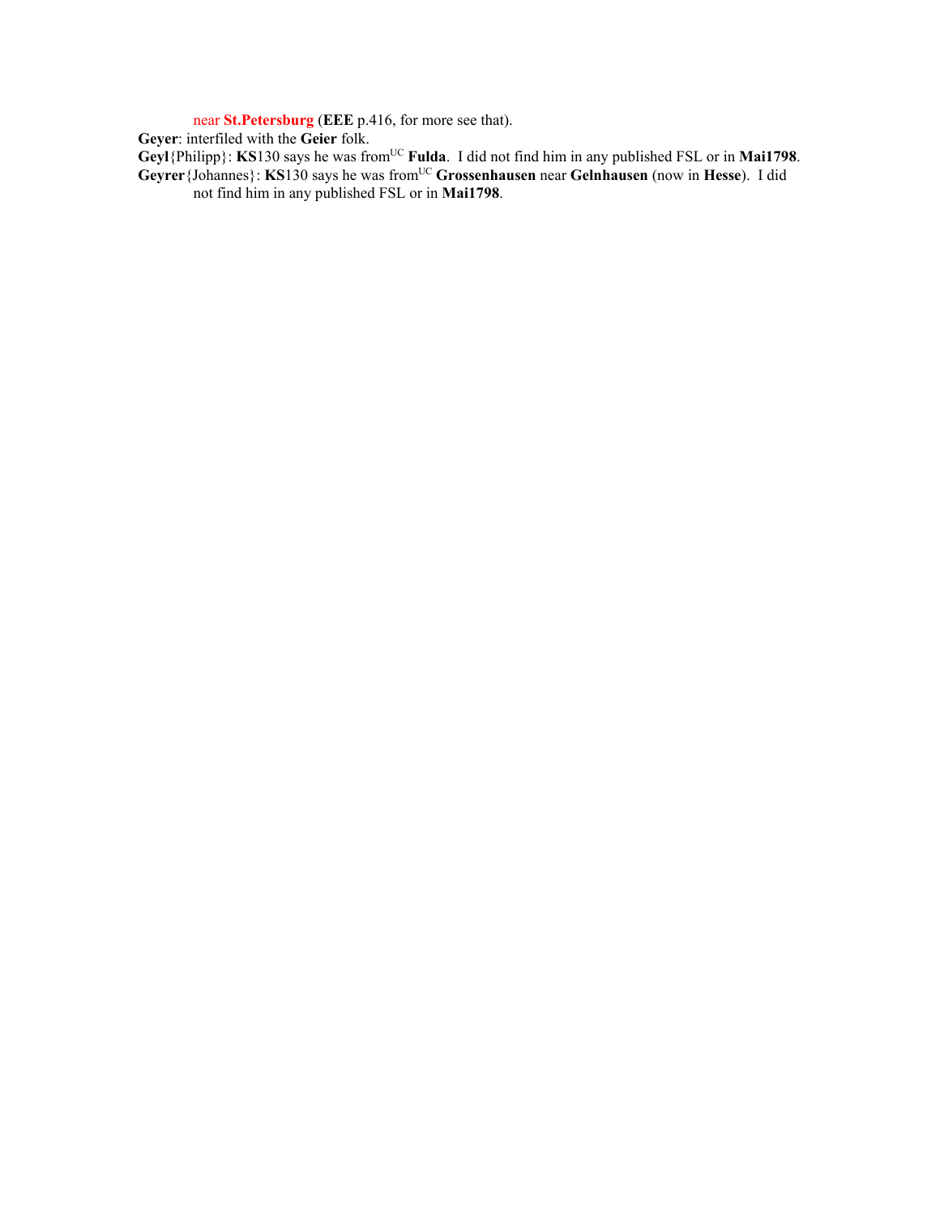near **St.Petersburg** (**EEE** p.416, for more see that).

**Geyer**: interfiled with the **Geier** folk.

**Geyl**{Philipp}: **KS**130 says he was from[UC] **Fulda**. I did not find him in any published FSL or in **Mai1798**.

**Geyrer**{Johannes}: **KS**130 says he was from[UC] **Grossenhausen** near **Gelnhausen** (now in **Hesse**). I did not find him in any published FSL or in **Mai1798**.